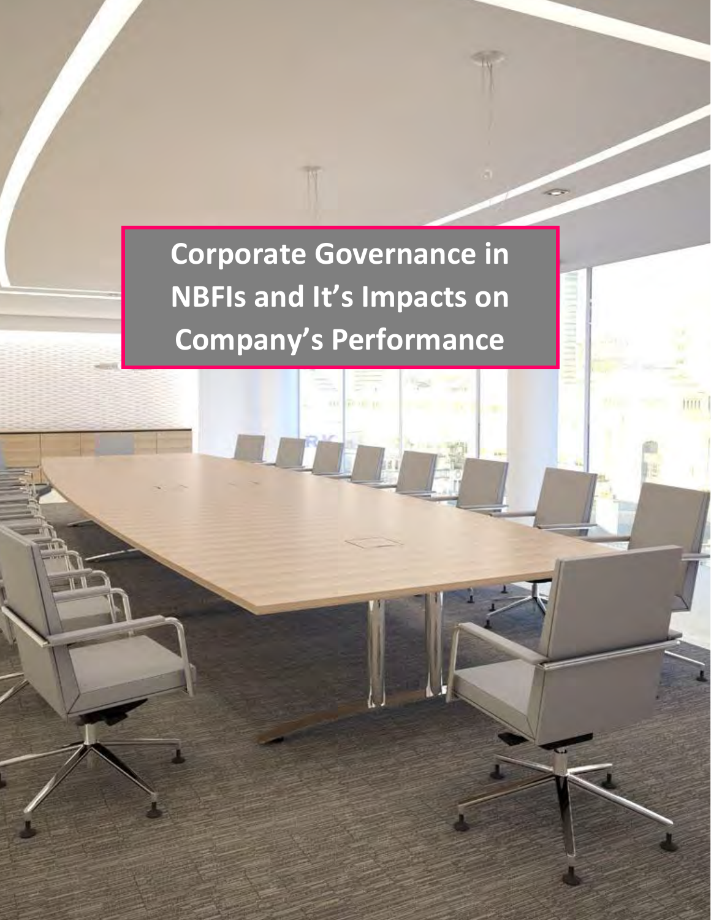# Corporate Governance in NBFIs and It's Impacts on Company's Performance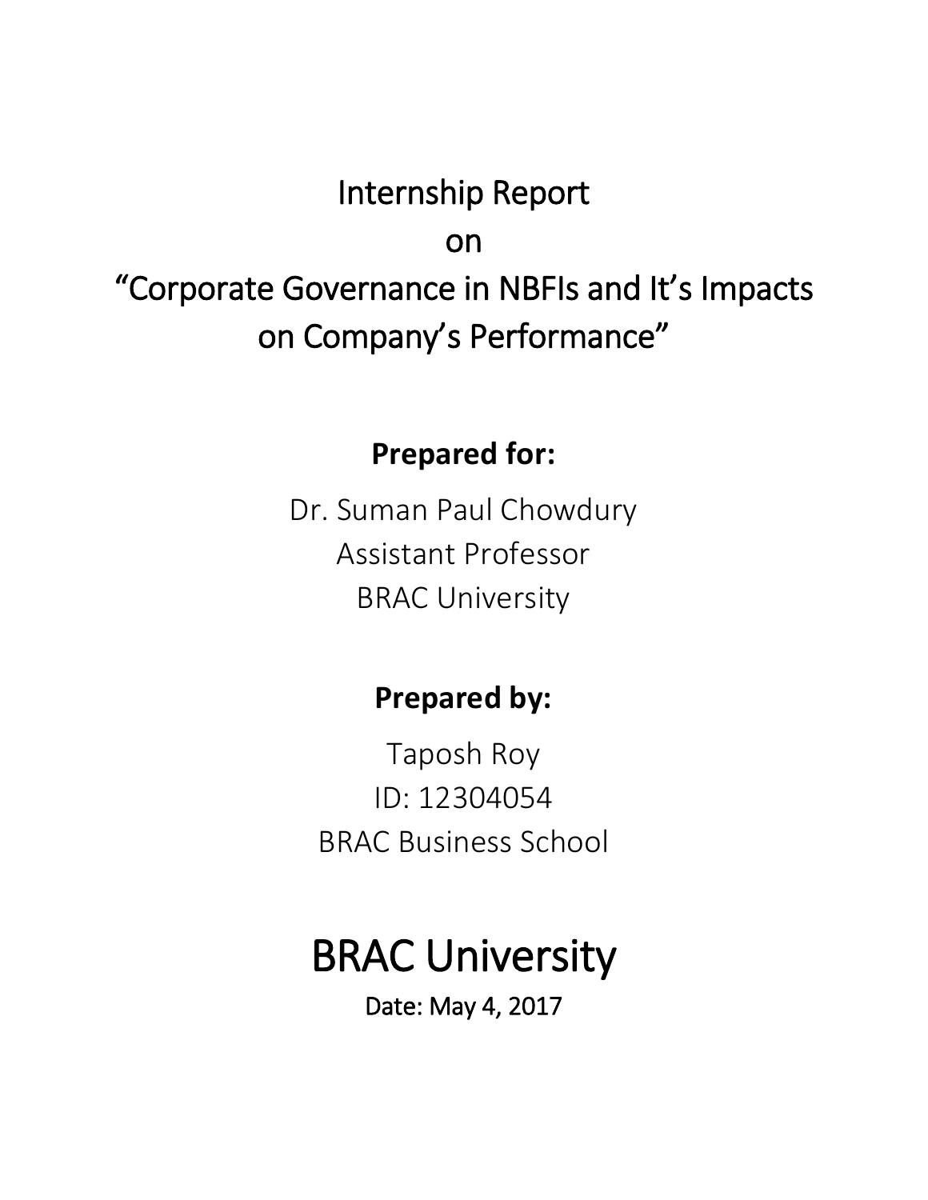Internship Report

on

"Corporate Governance in NBFIs and It's Impacts on Company's Performance"

**Prepared for:**

Dr. Suman Paul Chowdury

Assistant Professor

BRAC University

**Prepared by:**

Taposh Roy

ID: 12304054

BRAC Business School

# BRAC University

Date: May 4, 2017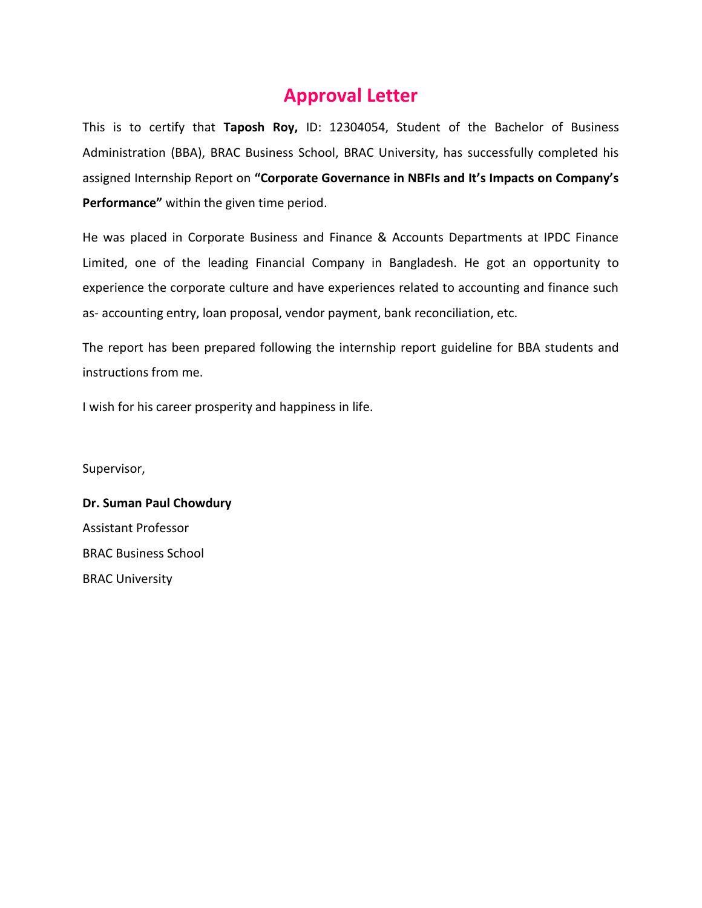# Approval Letter

This is to certify that **Taposh Roy,** ID: 12304054, Student of the Bachelor of Business Administration (BBA), BRAC Business School, BRAC University, has successfully completed his assigned Internship Report on **"Corporate Governance in NBFIs and It's Impacts on Company's Performance"** within the given time period.

He was placed in Corporate Business and Finance & Accounts Departments at IPDC Finance Limited, one of the leading Financial Company in Bangladesh. He got an opportunity to experience the corporate culture and have experiences related to accounting and finance such as- accounting entry, loan proposal, vendor payment, bank reconciliation, etc.

The report has been prepared following the internship report guideline for BBA students and instructions from me.

I wish for his career prosperity and happiness in life.

Supervisor,

**Dr. Suman Paul Chowdury**
Assistant Professor
BRAC Business School
BRAC University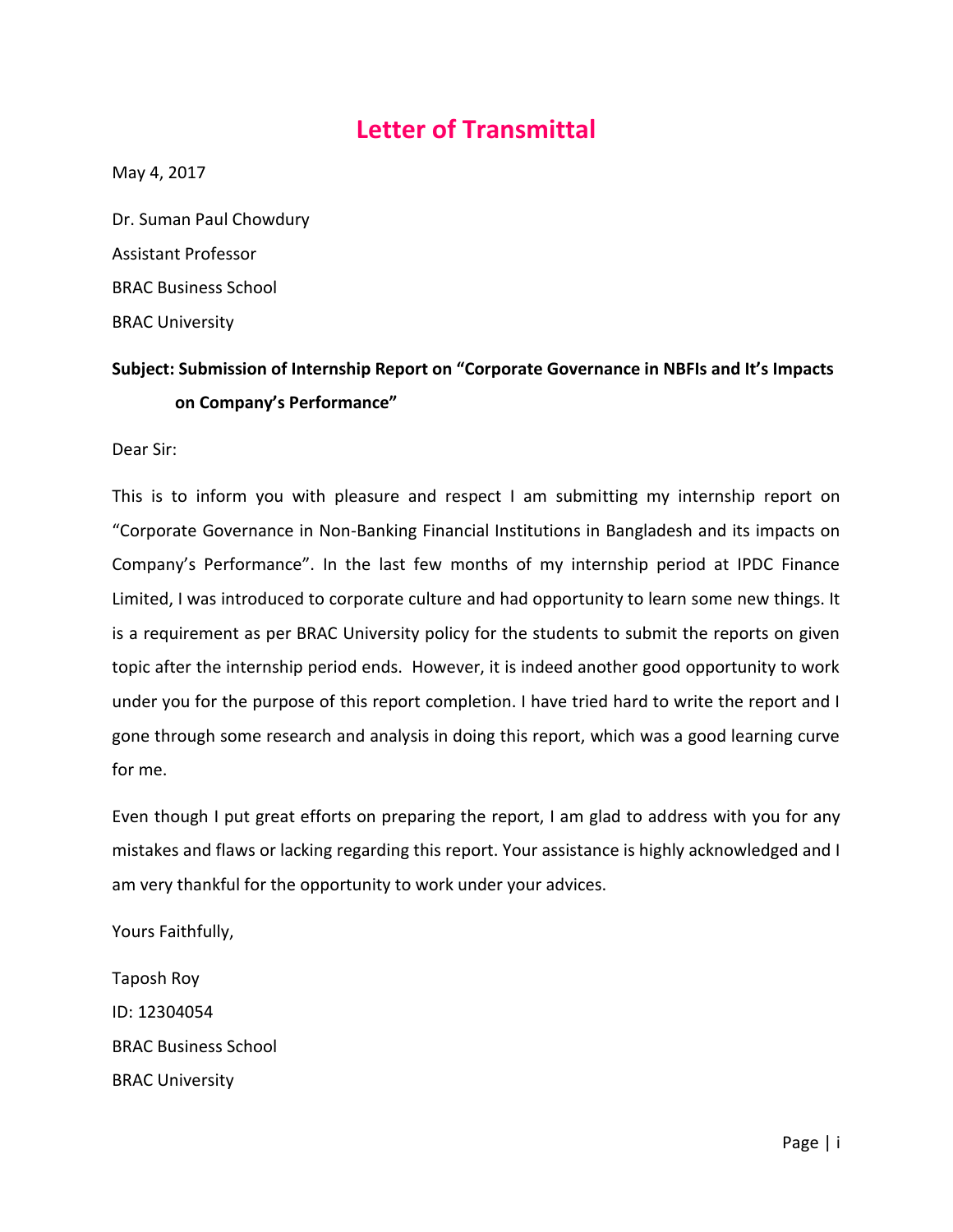# Letter of Transmittal

May 4, 2017

Dr. Suman Paul Chowdury

Assistant Professor

BRAC Business School

BRAC University

**Subject: Submission of Internship Report on "Corporate Governance in NBFIs and It's Impacts on Company's Performance"**

Dear Sir:

This is to inform you with pleasure and respect I am submitting my internship report on "Corporate Governance in Non-Banking Financial Institutions in Bangladesh and its impacts on Company's Performance". In the last few months of my internship period at IPDC Finance Limited, I was introduced to corporate culture and had opportunity to learn some new things. It is a requirement as per BRAC University policy for the students to submit the reports on given topic after the internship period ends. However, it is indeed another good opportunity to work under you for the purpose of this report completion. I have tried hard to write the report and I gone through some research and analysis in doing this report, which was a good learning curve for me.

Even though I put great efforts on preparing the report, I am glad to address with you for any mistakes and flaws or lacking regarding this report. Your assistance is highly acknowledged and I am very thankful for the opportunity to work under your advices.

Yours Faithfully,

Taposh Roy

ID: 12304054

BRAC Business School

BRAC University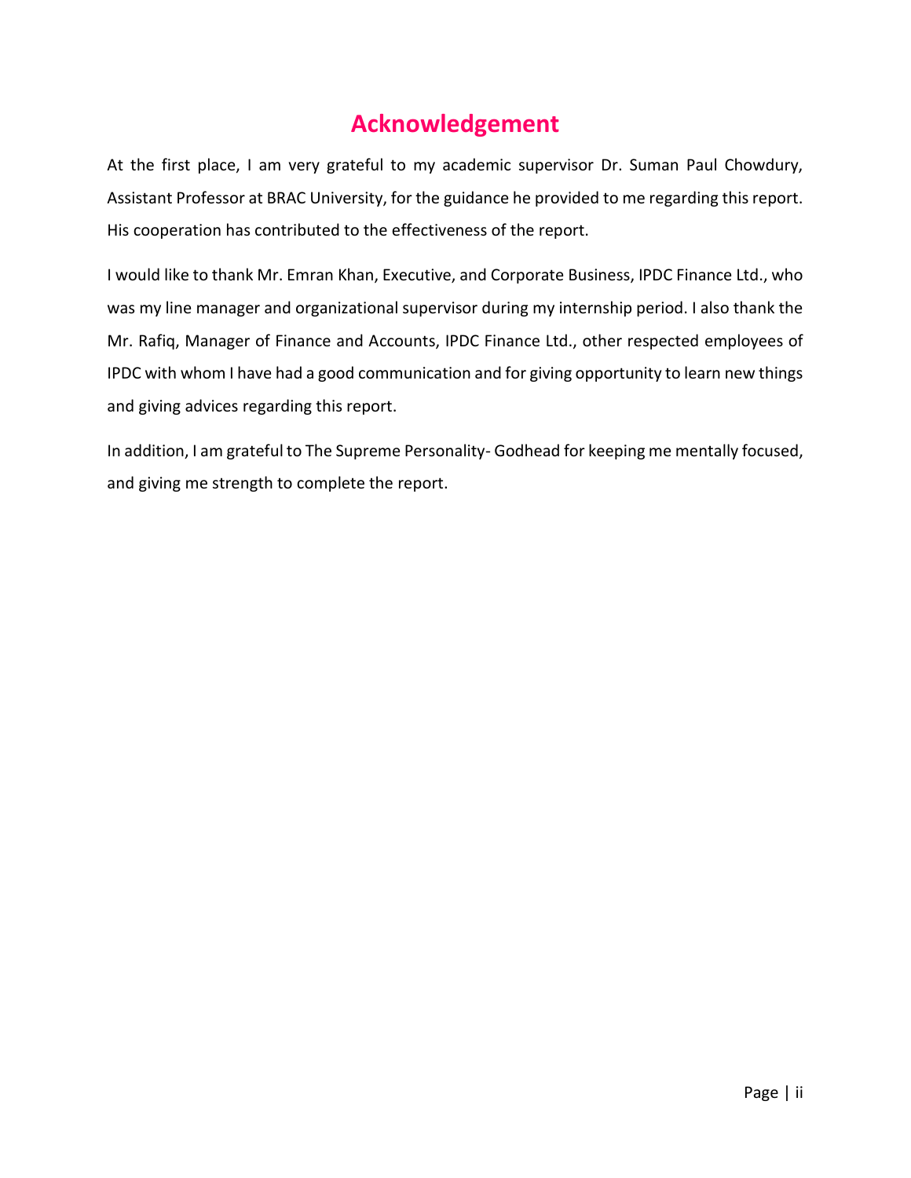# Acknowledgement

At the first place, I am very grateful to my academic supervisor Dr. Suman Paul Chowdury, Assistant Professor at BRAC University, for the guidance he provided to me regarding this report. His cooperation has contributed to the effectiveness of the report.

I would like to thank Mr. Emran Khan, Executive, and Corporate Business, IPDC Finance Ltd., who was my line manager and organizational supervisor during my internship period. I also thank the Mr. Rafiq, Manager of Finance and Accounts, IPDC Finance Ltd., other respected employees of IPDC with whom I have had a good communication and for giving opportunity to learn new things and giving advices regarding this report.

In addition, I am grateful to The Supreme Personality- Godhead for keeping me mentally focused, and giving me strength to complete the report.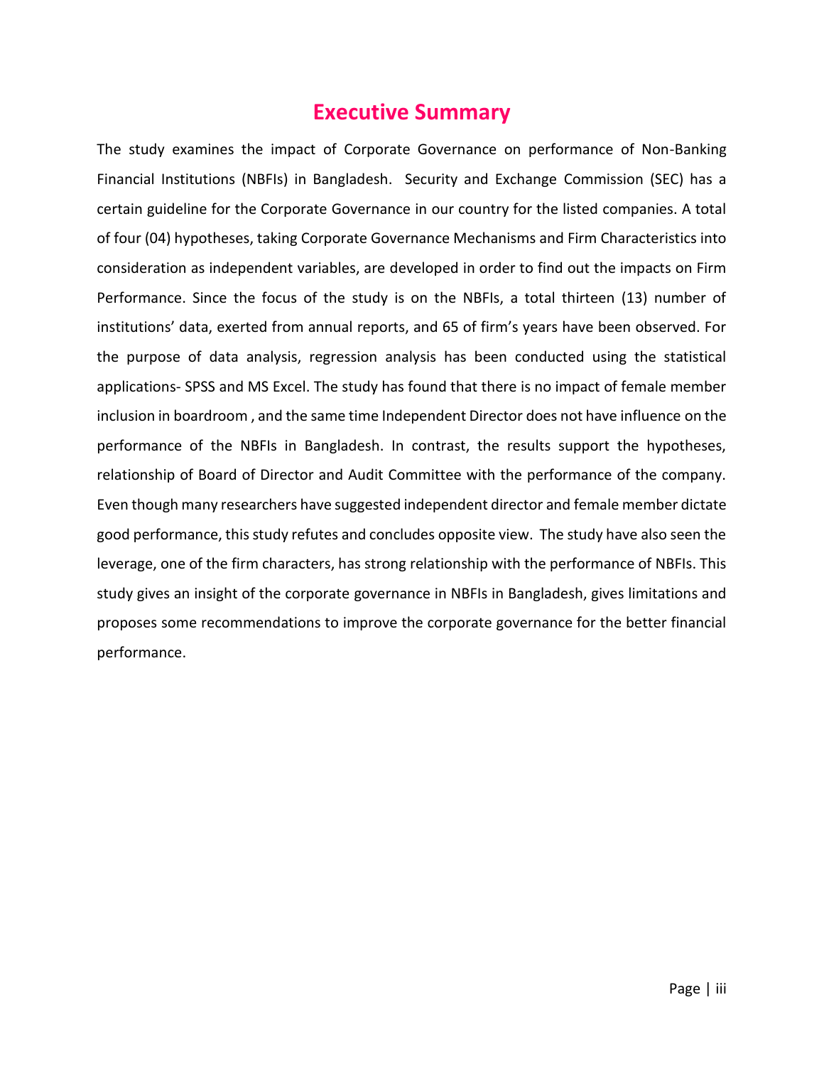# Executive Summary

The study examines the impact of Corporate Governance on performance of Non-Banking Financial Institutions (NBFIs) in Bangladesh. Security and Exchange Commission (SEC) has a certain guideline for the Corporate Governance in our country for the listed companies. A total of four (04) hypotheses, taking Corporate Governance Mechanisms and Firm Characteristics into consideration as independent variables, are developed in order to find out the impacts on Firm Performance. Since the focus of the study is on the NBFIs, a total thirteen (13) number of institutions' data, exerted from annual reports, and 65 of firm's years have been observed. For the purpose of data analysis, regression analysis has been conducted using the statistical applications- SPSS and MS Excel. The study has found that there is no impact of female member inclusion in boardroom , and the same time Independent Director does not have influence on the performance of the NBFIs in Bangladesh. In contrast, the results support the hypotheses, relationship of Board of Director and Audit Committee with the performance of the company. Even though many researchers have suggested independent director and female member dictate good performance, this study refutes and concludes opposite view. The study have also seen the leverage, one of the firm characters, has strong relationship with the performance of NBFIs. This study gives an insight of the corporate governance in NBFIs in Bangladesh, gives limitations and proposes some recommendations to improve the corporate governance for the better financial performance.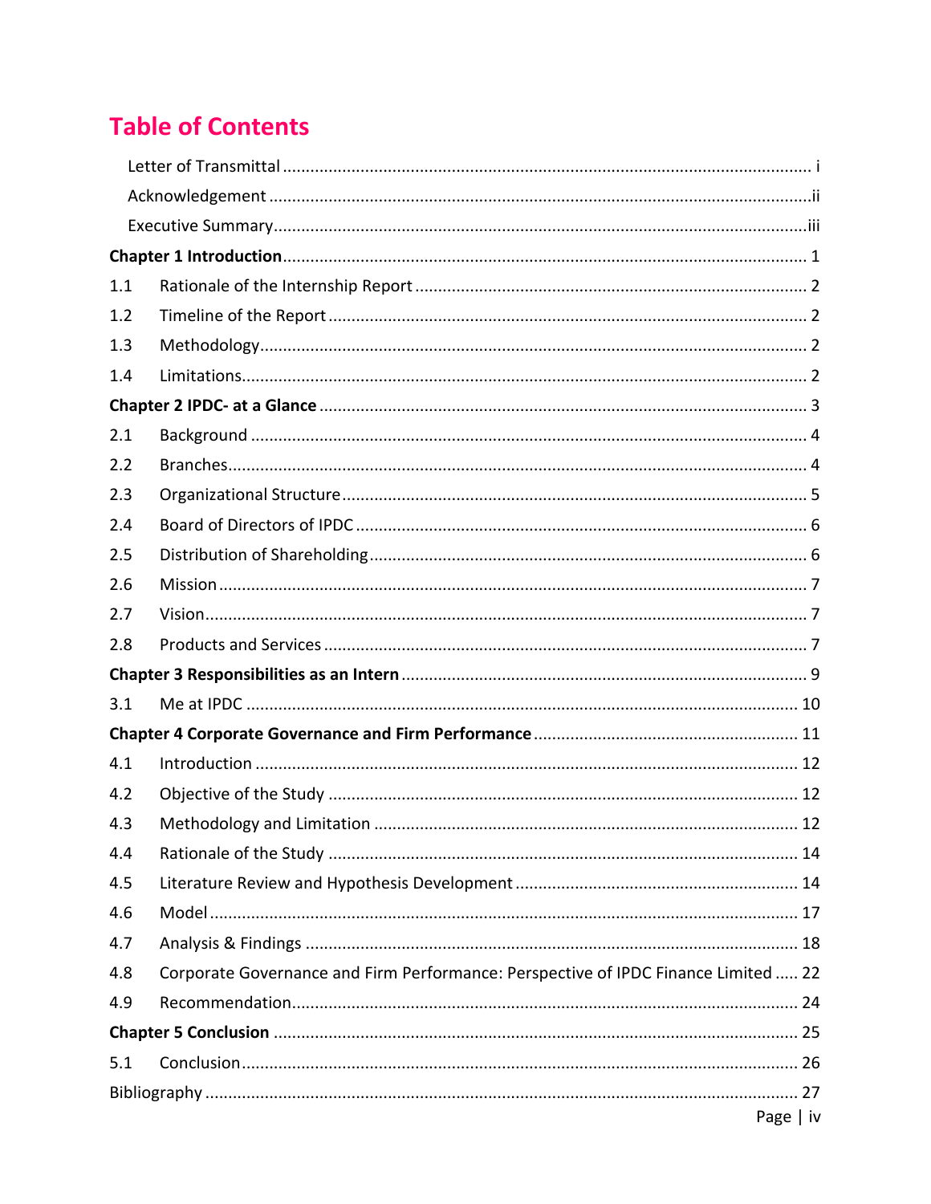# Table of Contents

Letter of Transmittal ........................................ i

Acknowledgement ........................................ ii

Executive Summary ........................................ iii

**Chapter 1 Introduction** ........................................ 1

1.1 Rationale of the Internship Report ........................................ 2

1.2 Timeline of the Report ........................................ 2

1.3 Methodology ........................................ 2

1.4 Limitations ........................................ 2

**Chapter 2 IPDC- at a Glance** ........................................ 3

2.1 Background ........................................ 4

2.2 Branches ........................................ 4

2.3 Organizational Structure ........................................ 5

2.4 Board of Directors of IPDC ........................................ 6

2.5 Distribution of Shareholding ........................................ 6

2.6 Mission ........................................ 7

2.7 Vision ........................................ 7

2.8 Products and Services ........................................ 7

**Chapter 3 Responsibilities as an Intern** ........................................ 9

3.1 Me at IPDC ........................................ 10

**Chapter 4 Corporate Governance and Firm Performance** ........................................ 11

4.1 Introduction ........................................ 12

4.2 Objective of the Study ........................................ 12

4.3 Methodology and Limitation ........................................ 12

4.4 Rationale of the Study ........................................ 14

4.5 Literature Review and Hypothesis Development ........................................ 14

4.6 Model ........................................ 17

4.7 Analysis & Findings ........................................ 18

4.8 Corporate Governance and Firm Performance: Perspective of IPDC Finance Limited ..... 22

4.9 Recommendation ........................................ 24

**Chapter 5 Conclusion** ........................................ 25

5.1 Conclusion ........................................ 26

Bibliography ........................................ 27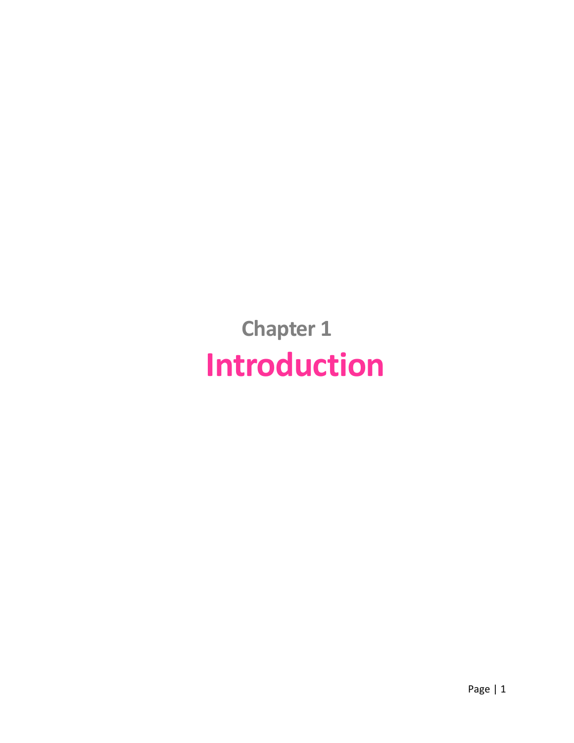# Chapter 1
# Introduction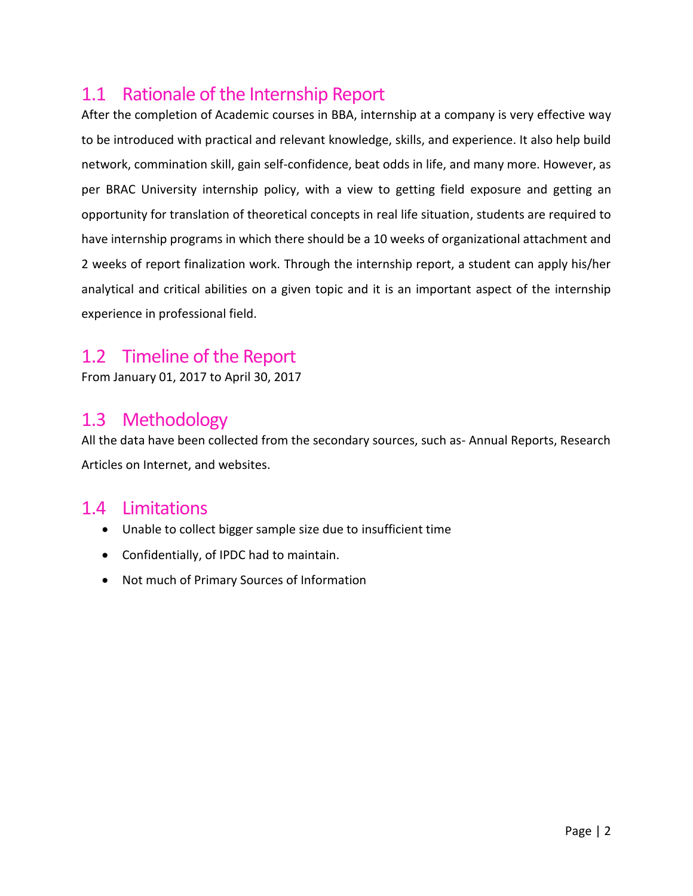## 1.1 Rationale of the Internship Report

After the completion of Academic courses in BBA, internship at a company is very effective way to be introduced with practical and relevant knowledge, skills, and experience. It also help build network, commination skill, gain self-confidence, beat odds in life, and many more. However, as per BRAC University internship policy, with a view to getting field exposure and getting an opportunity for translation of theoretical concepts in real life situation, students are required to have internship programs in which there should be a 10 weeks of organizational attachment and 2 weeks of report finalization work. Through the internship report, a student can apply his/her analytical and critical abilities on a given topic and it is an important aspect of the internship experience in professional field.

## 1.2 Timeline of the Report

From January 01, 2017 to April 30, 2017

## 1.3 Methodology

All the data have been collected from the secondary sources, such as- Annual Reports, Research Articles on Internet, and websites.

## 1.4 Limitations

- Unable to collect bigger sample size due to insufficient time
- Confidentially, of IPDC had to maintain.
- Not much of Primary Sources of Information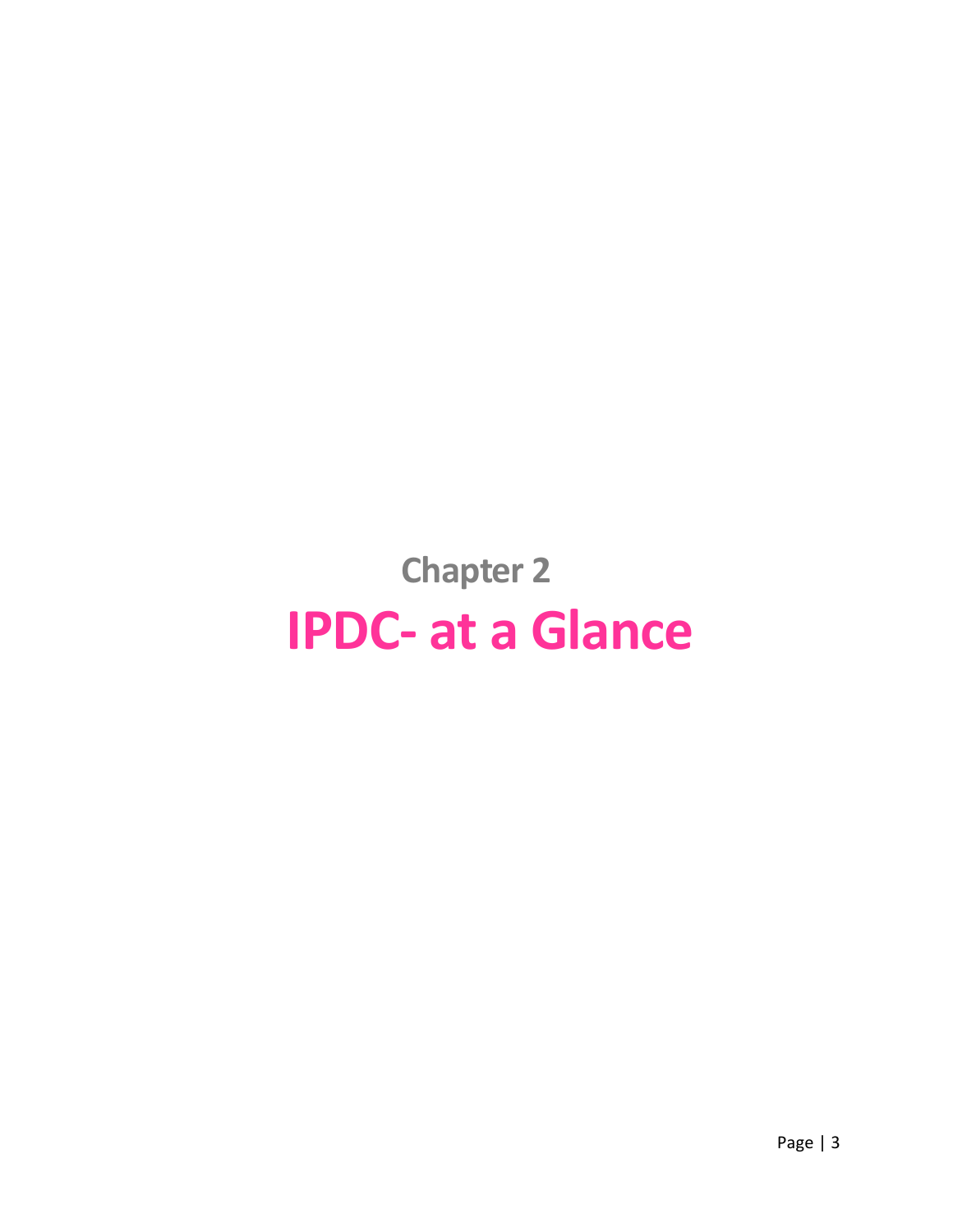# Chapter 2

# IPDC- at a Glance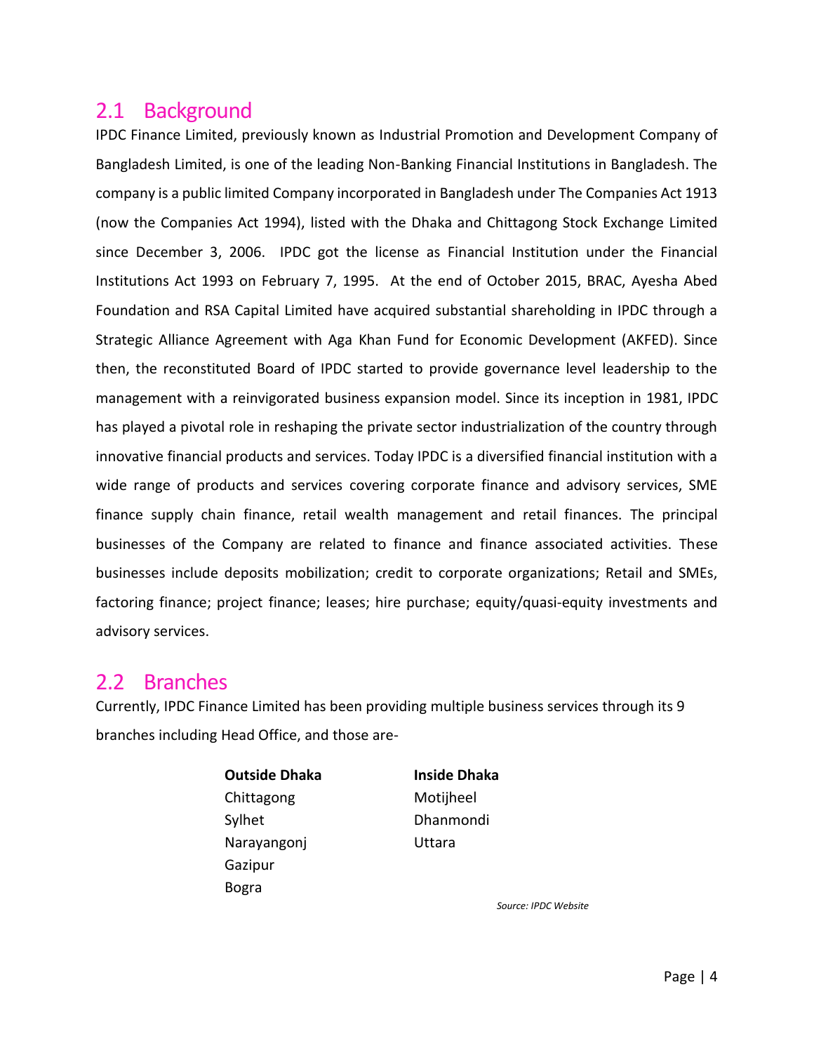## 2.1 Background

IPDC Finance Limited, previously known as Industrial Promotion and Development Company of Bangladesh Limited, is one of the leading Non-Banking Financial Institutions in Bangladesh. The company is a public limited Company incorporated in Bangladesh under The Companies Act 1913 (now the Companies Act 1994), listed with the Dhaka and Chittagong Stock Exchange Limited since December 3, 2006. IPDC got the license as Financial Institution under the Financial Institutions Act 1993 on February 7, 1995. At the end of October 2015, BRAC, Ayesha Abed Foundation and RSA Capital Limited have acquired substantial shareholding in IPDC through a Strategic Alliance Agreement with Aga Khan Fund for Economic Development (AKFED). Since then, the reconstituted Board of IPDC started to provide governance level leadership to the management with a reinvigorated business expansion model. Since its inception in 1981, IPDC has played a pivotal role in reshaping the private sector industrialization of the country through innovative financial products and services. Today IPDC is a diversified financial institution with a wide range of products and services covering corporate finance and advisory services, SME finance supply chain finance, retail wealth management and retail finances. The principal businesses of the Company are related to finance and finance associated activities. These businesses include deposits mobilization; credit to corporate organizations; Retail and SMEs, factoring finance; project finance; leases; hire purchase; equity/quasi-equity investments and advisory services.

## 2.2 Branches

Currently, IPDC Finance Limited has been providing multiple business services through its 9 branches including Head Office, and those are-

| **Outside Dhaka** | **Inside Dhaka** |
|---|---|
| Chittagong | Motijheel |
| Sylhet | Dhanmondi |
| Narayangonj | Uttara |
| Gazipur | |
| Bogra | |

*Source: IPDC Website*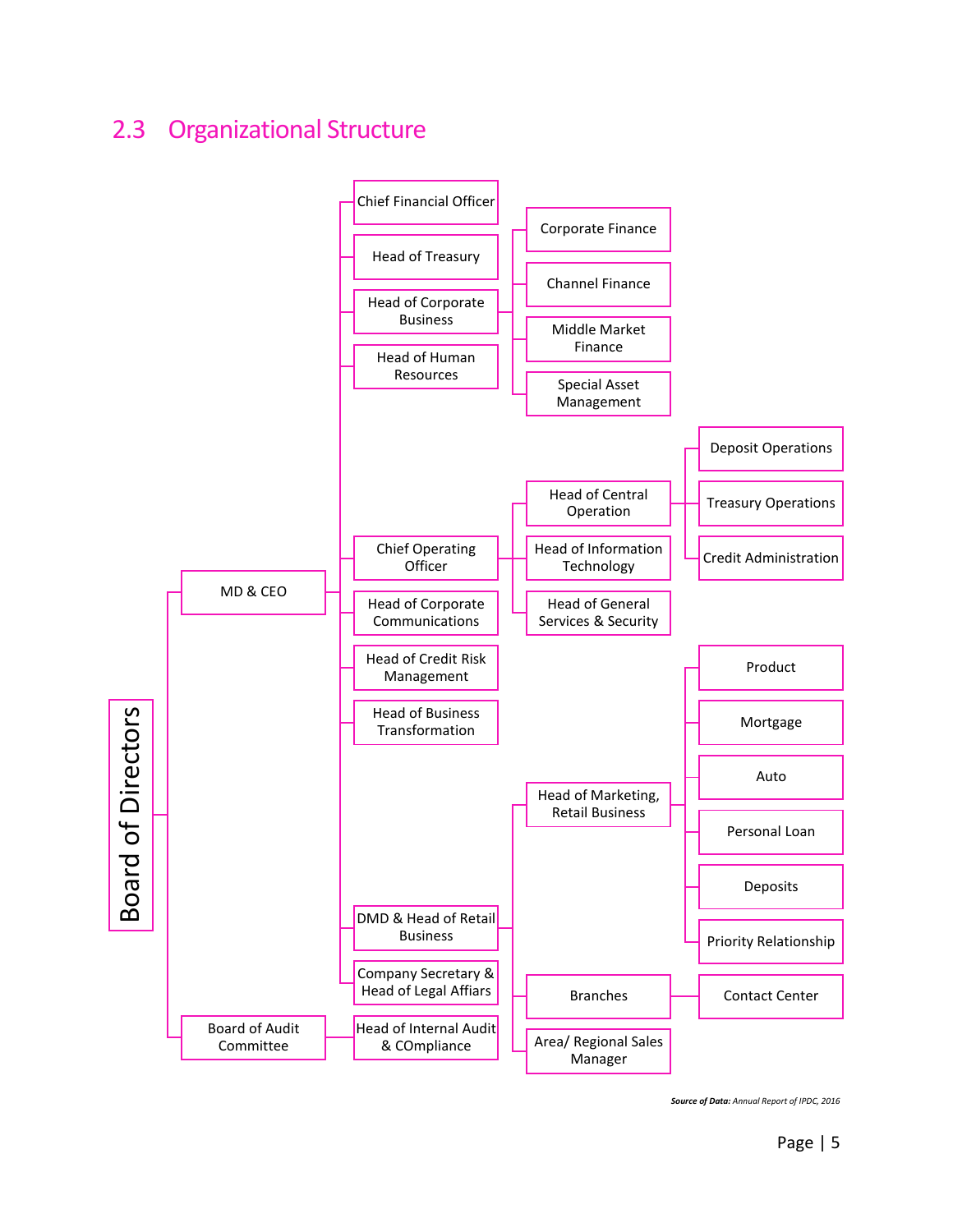## 2.3 Organizational Structure

- Board of Directors
  - MD & CEO
    - Chief Financial Officer
    - Head of Treasury
    - Head of Corporate Business
      - Corporate Finance
      - Channel Finance
      - Middle Market Finance
      - Special Asset Management
    - Head of Human Resources
    - Chief Operating Officer
      - Head of Central Operation
        - Deposit Operations
        - Treasury Operations
        - Credit Administration
      - Head of Information Technology
      - Head of General Services & Security
    - Head of Corporate Communications
    - Head of Credit Risk Management
    - Head of Business Transformation
    - DMD & Head of Retail Business
      - Head of Marketing, Retail Business
        - Product
        - Mortgage
        - Auto
        - Personal Loan
        - Deposits
        - Priority Relationship
      - Branches
        - Contact Center
      - Area/ Regional Sales Manager
    - Company Secretary & Head of Legal Affairs
  - Board of Audit Committee
    - Head of Internal Audit & COmpliance

***Source of Data:*** *Annual Report of IPDC, 2016*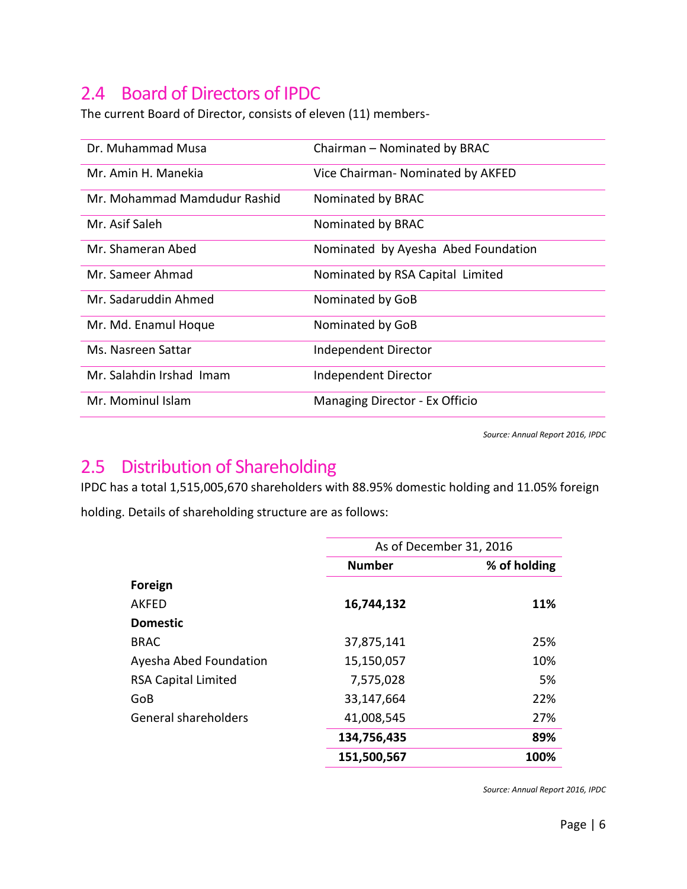## 2.4 Board of Directors of IPDC

The current Board of Director, consists of eleven (11) members-

| | |
|---|---|
| Dr. Muhammad Musa | Chairman – Nominated by BRAC |
| Mr. Amin H. Manekia | Vice Chairman- Nominated by AKFED |
| Mr. Mohammad Mamdudur Rashid | Nominated by BRAC |
| Mr. Asif Saleh | Nominated by BRAC |
| Mr. Shameran Abed | Nominated by Ayesha Abed Foundation |
| Mr. Sameer Ahmad | Nominated by RSA Capital Limited |
| Mr. Sadaruddin Ahmed | Nominated by GoB |
| Mr. Md. Enamul Hoque | Nominated by GoB |
| Ms. Nasreen Sattar | Independent Director |
| Mr. Salahdin Irshad Imam | Independent Director |
| Mr. Mominul Islam | Managing Director - Ex Officio |

*Source: Annual Report 2016, IPDC*

## 2.5 Distribution of Shareholding

IPDC has a total 1,515,005,670 shareholders with 88.95% domestic holding and 11.05% foreign holding. Details of shareholding structure are as follows:

| | As of December 31, 2016 | |
|---|---|---|
| | **Number** | **% of holding** |
| **Foreign** | | |
| AKFED | **16,744,132** | **11%** |
| **Domestic** | | |
| BRAC | 37,875,141 | 25% |
| Ayesha Abed Foundation | 15,150,057 | 10% |
| RSA Capital Limited | 7,575,028 | 5% |
| GoB | 33,147,664 | 22% |
| General shareholders | 41,008,545 | 27% |
| | **134,756,435** | **89%** |
| | **151,500,567** | **100%** |

*Source: Annual Report 2016, IPDC*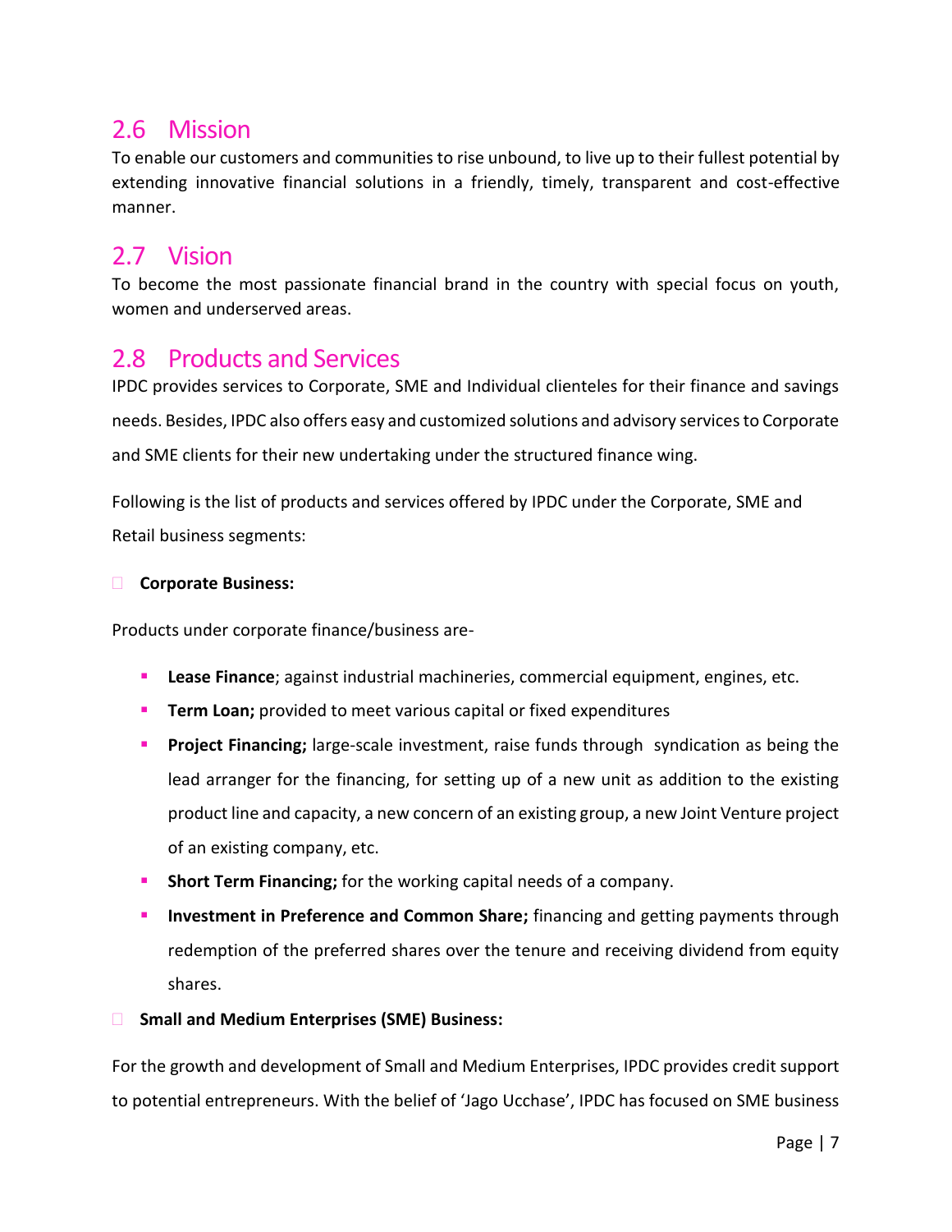## 2.6 Mission

To enable our customers and communities to rise unbound, to live up to their fullest potential by extending innovative financial solutions in a friendly, timely, transparent and cost-effective manner.

## 2.7 Vision

To become the most passionate financial brand in the country with special focus on youth, women and underserved areas.

## 2.8 Products and Services

IPDC provides services to Corporate, SME and Individual clienteles for their finance and savings needs. Besides, IPDC also offers easy and customized solutions and advisory services to Corporate and SME clients for their new undertaking under the structured finance wing.

Following is the list of products and services offered by IPDC under the Corporate, SME and Retail business segments:

- **Corporate Business:**

Products under corporate finance/business are-

- **Lease Finance**; against industrial machineries, commercial equipment, engines, etc.
- **Term Loan;** provided to meet various capital or fixed expenditures
- **Project Financing;** large-scale investment, raise funds through syndication as being the lead arranger for the financing, for setting up of a new unit as addition to the existing product line and capacity, a new concern of an existing group, a new Joint Venture project of an existing company, etc.
- **Short Term Financing;** for the working capital needs of a company.
- **Investment in Preference and Common Share;** financing and getting payments through redemption of the preferred shares over the tenure and receiving dividend from equity shares.

- **Small and Medium Enterprises (SME) Business:**

For the growth and development of Small and Medium Enterprises, IPDC provides credit support to potential entrepreneurs. With the belief of 'Jago Ucchase', IPDC has focused on SME business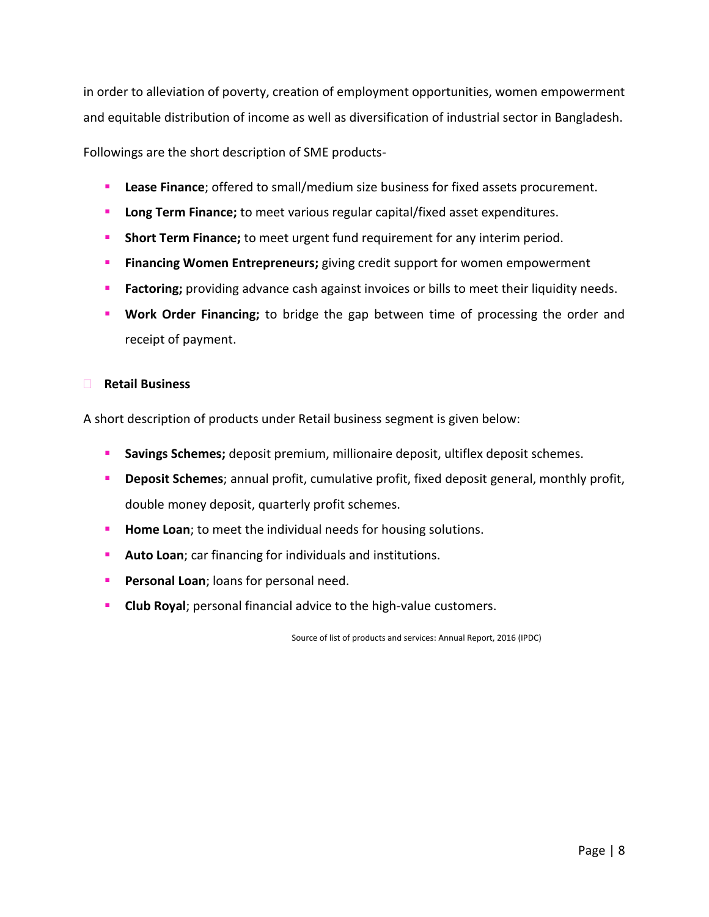in order to alleviation of poverty, creation of employment opportunities, women empowerment and equitable distribution of income as well as diversification of industrial sector in Bangladesh.

Followings are the short description of SME products-

- **Lease Finance**; offered to small/medium size business for fixed assets procurement.
- **Long Term Finance;** to meet various regular capital/fixed asset expenditures.
- **Short Term Finance;** to meet urgent fund requirement for any interim period.
- **Financing Women Entrepreneurs;** giving credit support for women empowerment
- **Factoring;** providing advance cash against invoices or bills to meet their liquidity needs.
- **Work Order Financing;** to bridge the gap between time of processing the order and receipt of payment.

- **Retail Business**

A short description of products under Retail business segment is given below:

- **Savings Schemes;** deposit premium, millionaire deposit, ultiflex deposit schemes.
- **Deposit Schemes**; annual profit, cumulative profit, fixed deposit general, monthly profit, double money deposit, quarterly profit schemes.
- **Home Loan**; to meet the individual needs for housing solutions.
- **Auto Loan**; car financing for individuals and institutions.
- **Personal Loan**; loans for personal need.
- **Club Royal**; personal financial advice to the high-value customers.

Source of list of products and services: Annual Report, 2016 (IPDC)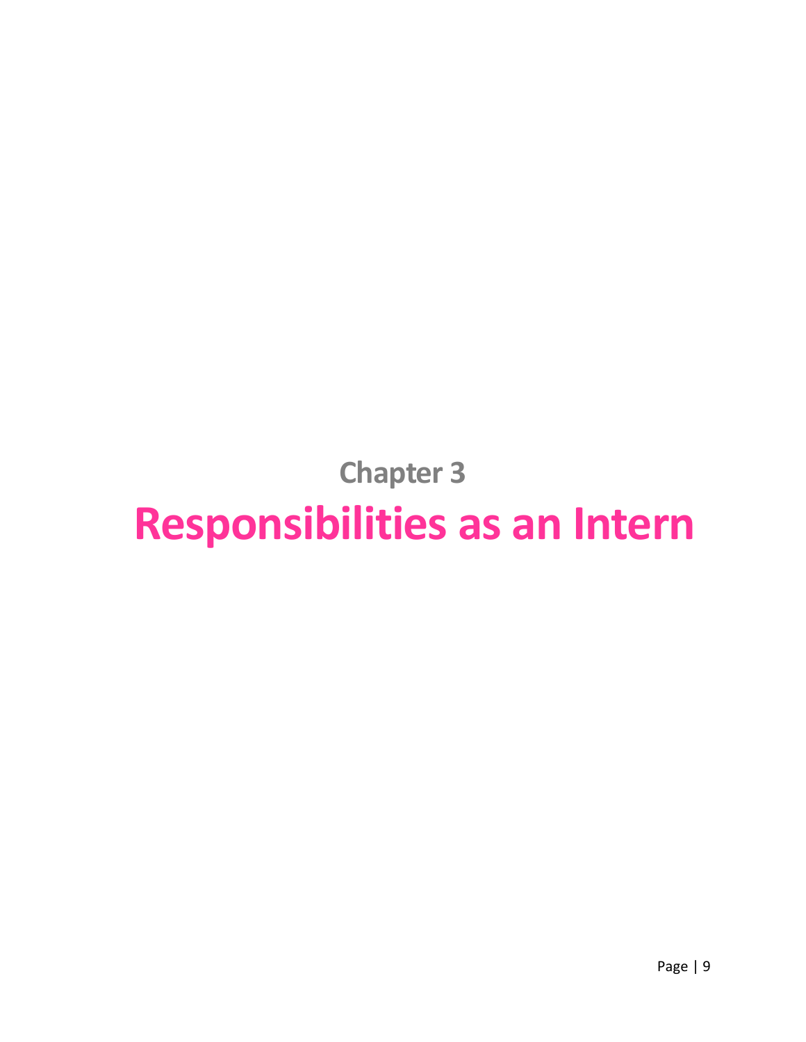# Chapter 3

# Responsibilities as an Intern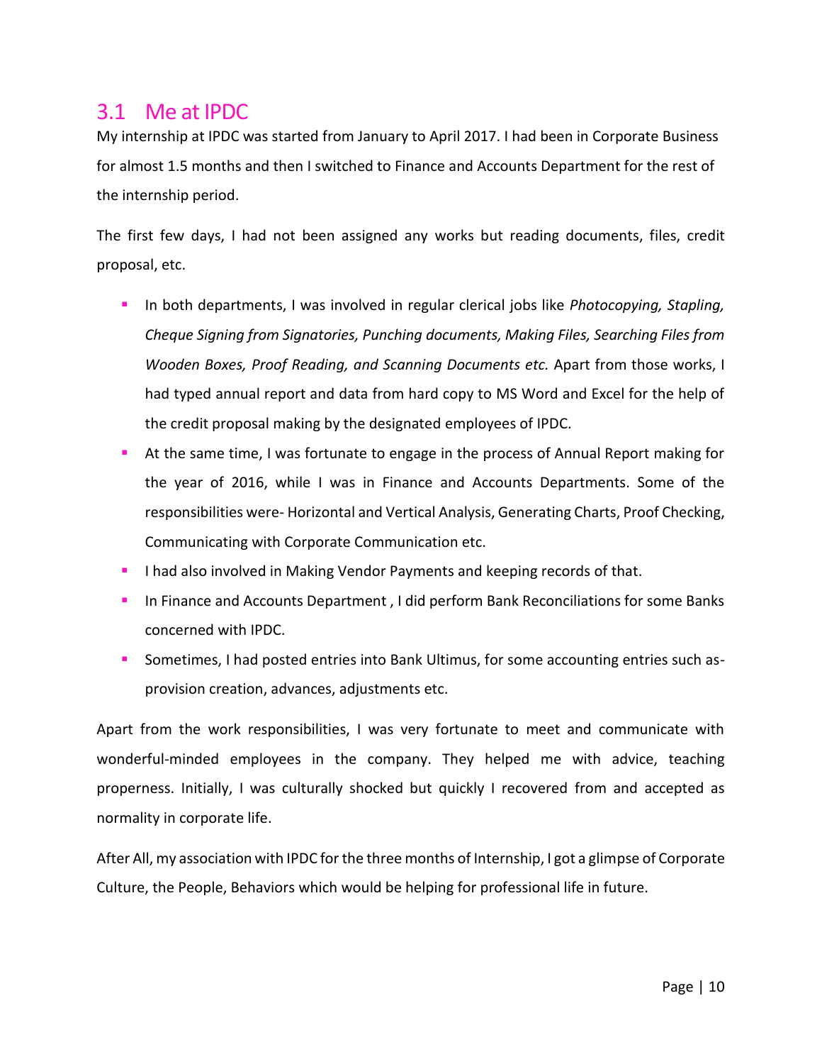## 3.1 Me at IPDC

My internship at IPDC was started from January to April 2017. I had been in Corporate Business for almost 1.5 months and then I switched to Finance and Accounts Department for the rest of the internship period.

The first few days, I had not been assigned any works but reading documents, files, credit proposal, etc.

- In both departments, I was involved in regular clerical jobs like *Photocopying, Stapling, Cheque Signing from Signatories, Punching documents, Making Files, Searching Files from Wooden Boxes, Proof Reading, and Scanning Documents etc.* Apart from those works, I had typed annual report and data from hard copy to MS Word and Excel for the help of the credit proposal making by the designated employees of IPDC.
- At the same time, I was fortunate to engage in the process of Annual Report making for the year of 2016, while I was in Finance and Accounts Departments. Some of the responsibilities were- Horizontal and Vertical Analysis, Generating Charts, Proof Checking, Communicating with Corporate Communication etc.
- I had also involved in Making Vendor Payments and keeping records of that.
- In Finance and Accounts Department , I did perform Bank Reconciliations for some Banks concerned with IPDC.
- Sometimes, I had posted entries into Bank Ultimus, for some accounting entries such as- provision creation, advances, adjustments etc.

Apart from the work responsibilities, I was very fortunate to meet and communicate with wonderful-minded employees in the company. They helped me with advice, teaching properness. Initially, I was culturally shocked but quickly I recovered from and accepted as normality in corporate life.

After All, my association with IPDC for the three months of Internship, I got a glimpse of Corporate Culture, the People, Behaviors which would be helping for professional life in future.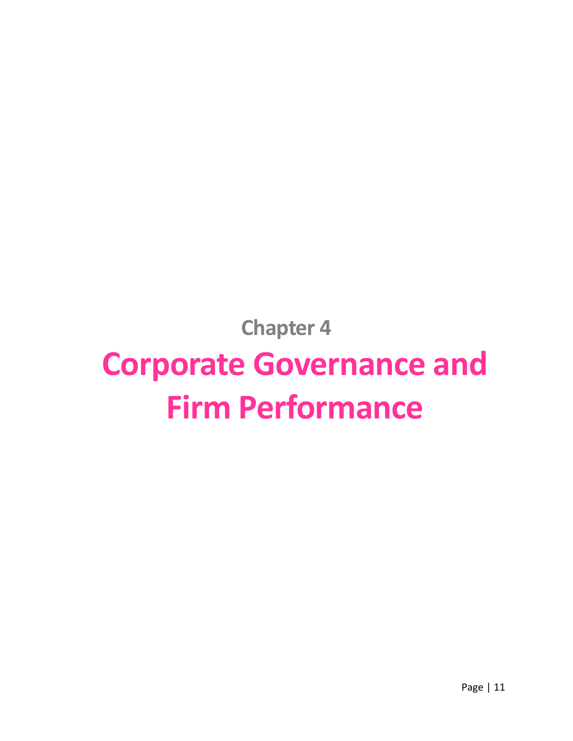## Chapter 4

# Corporate Governance and Firm Performance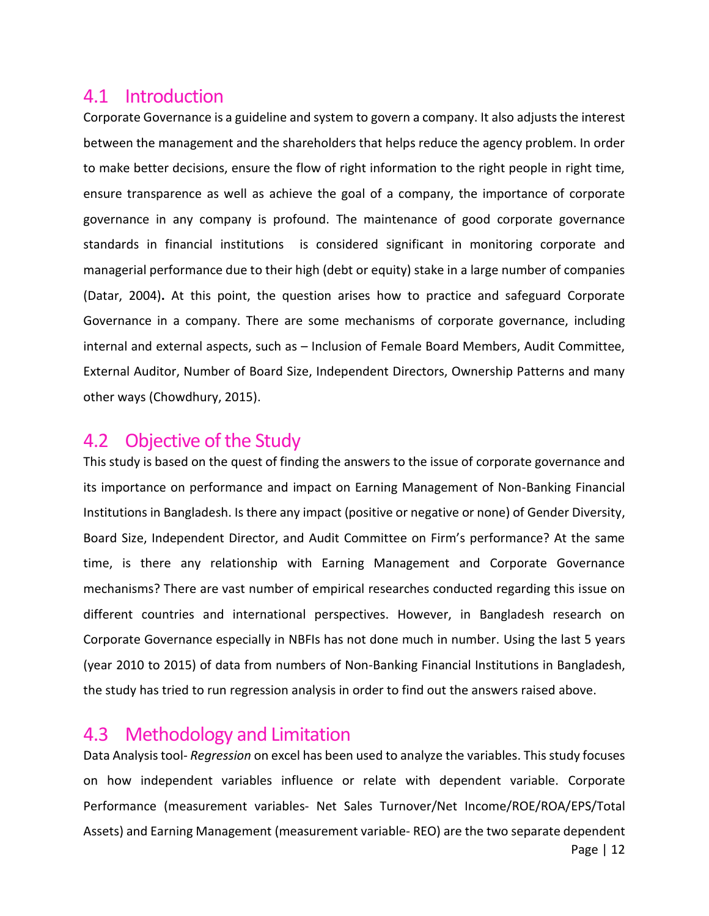## 4.1 Introduction

Corporate Governance is a guideline and system to govern a company. It also adjusts the interest between the management and the shareholders that helps reduce the agency problem. In order to make better decisions, ensure the flow of right information to the right people in right time, ensure transparence as well as achieve the goal of a company, the importance of corporate governance in any company is profound. The maintenance of good corporate governance standards in financial institutions is considered significant in monitoring corporate and managerial performance due to their high (debt or equity) stake in a large number of companies (Datar, 2004). At this point, the question arises how to practice and safeguard Corporate Governance in a company. There are some mechanisms of corporate governance, including internal and external aspects, such as – Inclusion of Female Board Members, Audit Committee, External Auditor, Number of Board Size, Independent Directors, Ownership Patterns and many other ways (Chowdhury, 2015).

## 4.2 Objective of the Study

This study is based on the quest of finding the answers to the issue of corporate governance and its importance on performance and impact on Earning Management of Non-Banking Financial Institutions in Bangladesh. Is there any impact (positive or negative or none) of Gender Diversity, Board Size, Independent Director, and Audit Committee on Firm's performance? At the same time, is there any relationship with Earning Management and Corporate Governance mechanisms? There are vast number of empirical researches conducted regarding this issue on different countries and international perspectives. However, in Bangladesh research on Corporate Governance especially in NBFIs has not done much in number. Using the last 5 years (year 2010 to 2015) of data from numbers of Non-Banking Financial Institutions in Bangladesh, the study has tried to run regression analysis in order to find out the answers raised above.

## 4.3 Methodology and Limitation

Data Analysis tool- *Regression* on excel has been used to analyze the variables. This study focuses on how independent variables influence or relate with dependent variable. Corporate Performance (measurement variables- Net Sales Turnover/Net Income/ROE/ROA/EPS/Total Assets) and Earning Management (measurement variable- REO) are the two separate dependent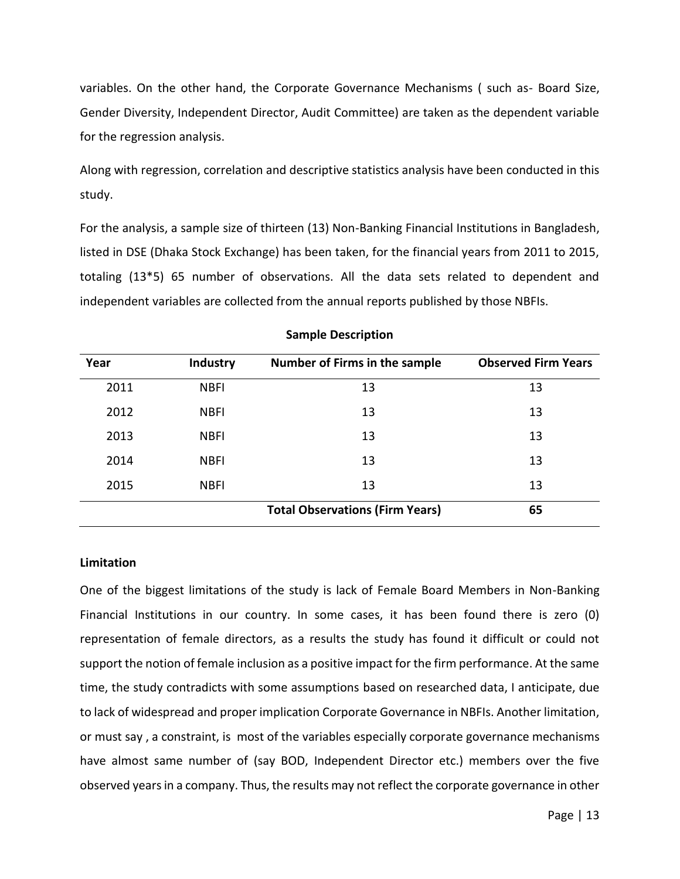variables. On the other hand, the Corporate Governance Mechanisms ( such as- Board Size, Gender Diversity, Independent Director, Audit Committee) are taken as the dependent variable for the regression analysis.

Along with regression, correlation and descriptive statistics analysis have been conducted in this study.

For the analysis, a sample size of thirteen (13) Non-Banking Financial Institutions in Bangladesh, listed in DSE (Dhaka Stock Exchange) has been taken, for the financial years from 2011 to 2015, totaling (13*5) 65 number of observations. All the data sets related to dependent and independent variables are collected from the annual reports published by those NBFIs.

**Sample Description**

| Year | Industry | Number of Firms in the sample | Observed Firm Years |
|---|---|---|---|
| 2011 | NBFI | 13 | 13 |
| 2012 | NBFI | 13 | 13 |
| 2013 | NBFI | 13 | 13 |
| 2014 | NBFI | 13 | 13 |
| 2015 | NBFI | 13 | 13 |
| | | **Total Observations (Firm Years)** | **65** |

**Limitation**

One of the biggest limitations of the study is lack of Female Board Members in Non-Banking Financial Institutions in our country. In some cases, it has been found there is zero (0) representation of female directors, as a results the study has found it difficult or could not support the notion of female inclusion as a positive impact for the firm performance. At the same time, the study contradicts with some assumptions based on researched data, I anticipate, due to lack of widespread and proper implication Corporate Governance in NBFIs. Another limitation, or must say , a constraint, is most of the variables especially corporate governance mechanisms have almost same number of (say BOD, Independent Director etc.) members over the five observed years in a company. Thus, the results may not reflect the corporate governance in other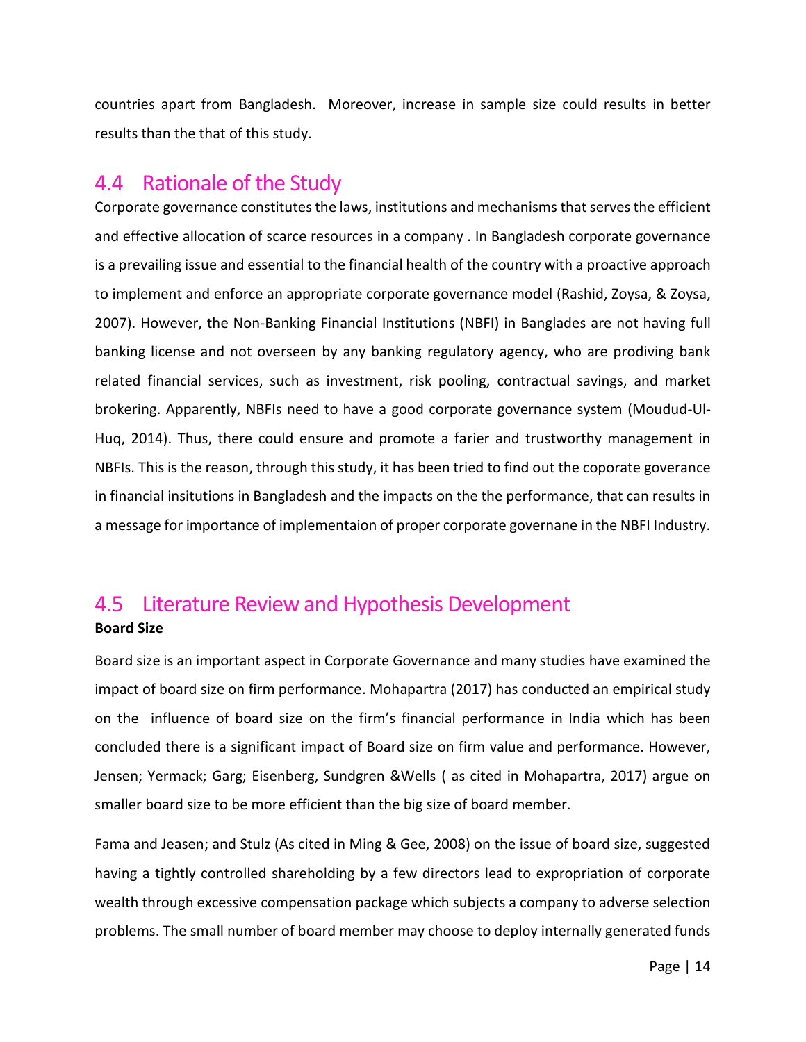countries apart from Bangladesh. Moreover, increase in sample size could results in better results than the that of this study.

## 4.4 Rationale of the Study

Corporate governance constitutes the laws, institutions and mechanisms that serves the efficient and effective allocation of scarce resources in a company . In Bangladesh corporate governance is a prevailing issue and essential to the financial health of the country with a proactive approach to implement and enforce an appropriate corporate governance model (Rashid, Zoysa, & Zoysa, 2007). However, the Non-Banking Financial Institutions (NBFI) in Banglades are not having full banking license and not overseen by any banking regulatory agency, who are prodiving bank related financial services, such as investment, risk pooling, contractual savings, and market brokering. Apparently, NBFIs need to have a good corporate governance system (Moudud-Ul-Huq, 2014). Thus, there could ensure and promote a farier and trustworthy management in NBFIs. This is the reason, through this study, it has been tried to find out the coporate goverance in financial insitutions in Bangladesh and the impacts on the the performance, that can results in a message for importance of implementaion of proper corporate governane in the NBFI Industry.

## 4.5 Literature Review and Hypothesis Development

**Board Size**

Board size is an important aspect in Corporate Governance and many studies have examined the impact of board size on firm performance. Mohapartra (2017) has conducted an empirical study on the influence of board size on the firm's financial performance in India which has been concluded there is a significant impact of Board size on firm value and performance. However, Jensen; Yermack; Garg; Eisenberg, Sundgren &Wells ( as cited in Mohapartra, 2017) argue on smaller board size to be more efficient than the big size of board member.

Fama and Jeasen; and Stulz (As cited in Ming & Gee, 2008) on the issue of board size, suggested having a tightly controlled shareholding by a few directors lead to expropriation of corporate wealth through excessive compensation package which subjects a company to adverse selection problems. The small number of board member may choose to deploy internally generated funds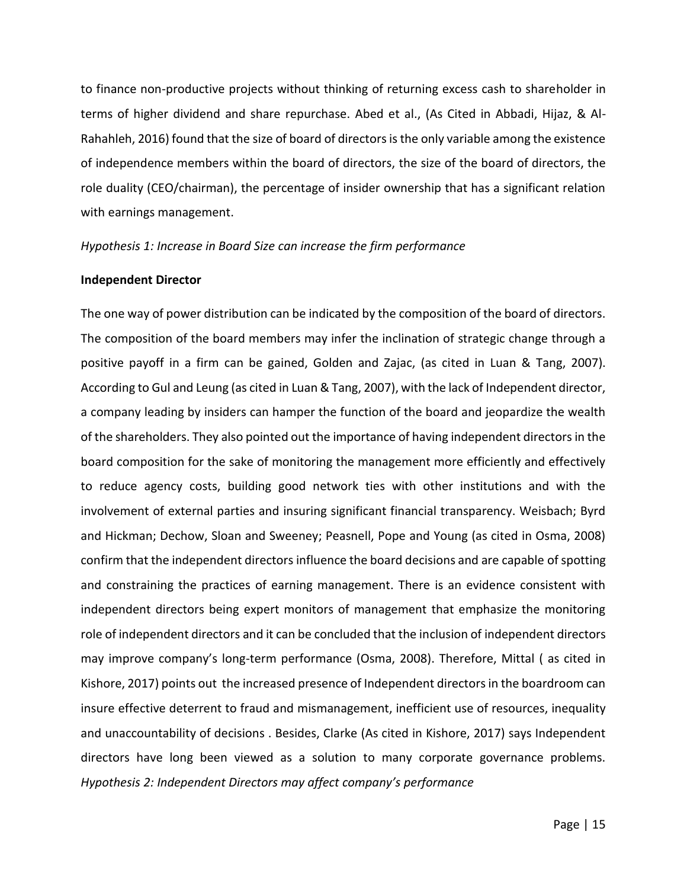to finance non-productive projects without thinking of returning excess cash to shareholder in terms of higher dividend and share repurchase. Abed et al., (As Cited in Abbadi, Hijaz, & Al-Rahahleh, 2016) found that the size of board of directors is the only variable among the existence of independence members within the board of directors, the size of the board of directors, the role duality (CEO/chairman), the percentage of insider ownership that has a significant relation with earnings management.

*Hypothesis 1: Increase in Board Size can increase the firm performance*

**Independent Director**

The one way of power distribution can be indicated by the composition of the board of directors. The composition of the board members may infer the inclination of strategic change through a positive payoff in a firm can be gained, Golden and Zajac, (as cited in Luan & Tang, 2007). According to Gul and Leung (as cited in Luan & Tang, 2007), with the lack of Independent director, a company leading by insiders can hamper the function of the board and jeopardize the wealth of the shareholders. They also pointed out the importance of having independent directors in the board composition for the sake of monitoring the management more efficiently and effectively to reduce agency costs, building good network ties with other institutions and with the involvement of external parties and insuring significant financial transparency. Weisbach; Byrd and Hickman; Dechow, Sloan and Sweeney; Peasnell, Pope and Young (as cited in Osma, 2008) confirm that the independent directors influence the board decisions and are capable of spotting and constraining the practices of earning management. There is an evidence consistent with independent directors being expert monitors of management that emphasize the monitoring role of independent directors and it can be concluded that the inclusion of independent directors may improve company's long-term performance (Osma, 2008). Therefore, Mittal ( as cited in Kishore, 2017) points out the increased presence of Independent directors in the boardroom can insure effective deterrent to fraud and mismanagement, inefficient use of resources, inequality and unaccountability of decisions . Besides, Clarke (As cited in Kishore, 2017) says Independent directors have long been viewed as a solution to many corporate governance problems.

*Hypothesis 2: Independent Directors may affect company's performance*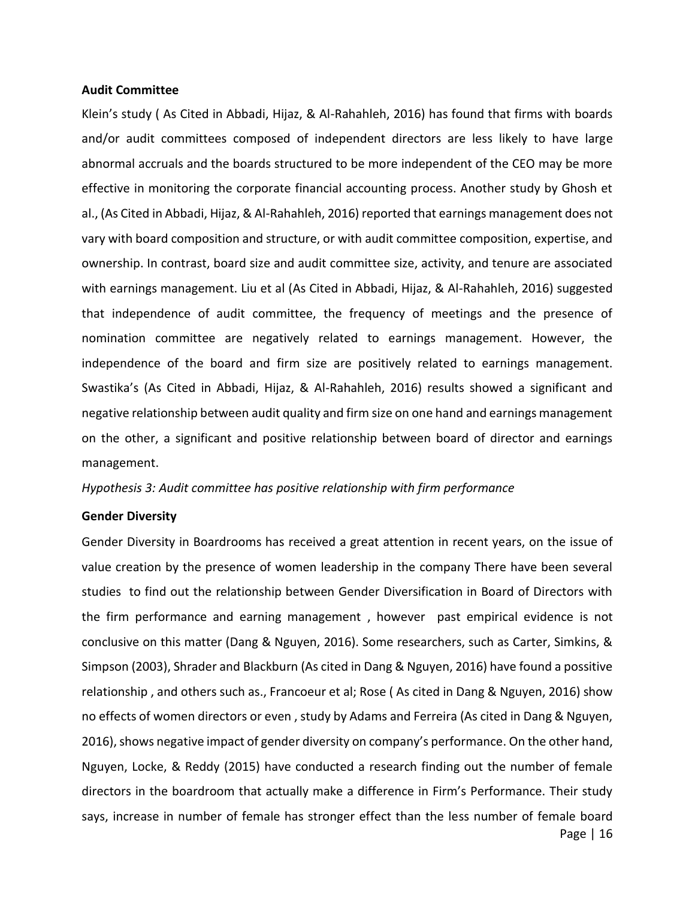**Audit Committee**

Klein's study ( As Cited in Abbadi, Hijaz, & Al-Rahahleh, 2016) has found that firms with boards and/or audit committees composed of independent directors are less likely to have large abnormal accruals and the boards structured to be more independent of the CEO may be more effective in monitoring the corporate financial accounting process. Another study by Ghosh et al., (As Cited in Abbadi, Hijaz, & Al-Rahahleh, 2016) reported that earnings management does not vary with board composition and structure, or with audit committee composition, expertise, and ownership. In contrast, board size and audit committee size, activity, and tenure are associated with earnings management. Liu et al (As Cited in Abbadi, Hijaz, & Al-Rahahleh, 2016) suggested that independence of audit committee, the frequency of meetings and the presence of nomination committee are negatively related to earnings management. However, the independence of the board and firm size are positively related to earnings management. Swastika's (As Cited in Abbadi, Hijaz, & Al-Rahahleh, 2016) results showed a significant and negative relationship between audit quality and firm size on one hand and earnings management on the other, a significant and positive relationship between board of director and earnings management.

*Hypothesis 3: Audit committee has positive relationship with firm performance*

**Gender Diversity**

Gender Diversity in Boardrooms has received a great attention in recent years, on the issue of value creation by the presence of women leadership in the company There have been several studies to find out the relationship between Gender Diversification in Board of Directors with the firm performance and earning management , however past empirical evidence is not conclusive on this matter (Dang & Nguyen, 2016). Some researchers, such as Carter, Simkins, & Simpson (2003), Shrader and Blackburn (As cited in Dang & Nguyen, 2016) have found a possitive relationship , and others such as., Francoeur et al; Rose ( As cited in Dang & Nguyen, 2016) show no effects of women directors or even , study by Adams and Ferreira (As cited in Dang & Nguyen, 2016), shows negative impact of gender diversity on company's performance. On the other hand, Nguyen, Locke, & Reddy (2015) have conducted a research finding out the number of female directors in the boardroom that actually make a difference in Firm's Performance. Their study says, increase in number of female has stronger effect than the less number of female board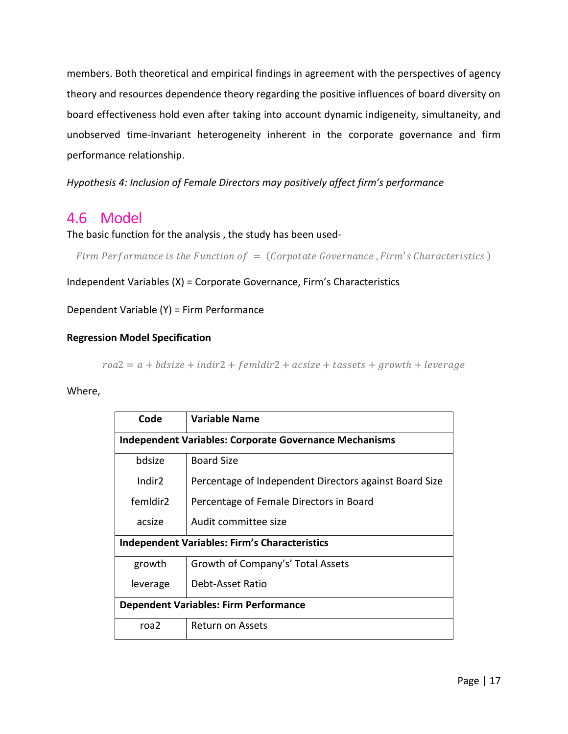members. Both theoretical and empirical findings in agreement with the perspectives of agency theory and resources dependence theory regarding the positive influences of board diversity on board effectiveness hold even after taking into account dynamic indigeneity, simultaneity, and unobserved time-invariant heterogeneity inherent in the corporate governance and firm performance relationship.

*Hypothesis 4: Inclusion of Female Directors may positively affect firm's performance*

## 4.6 Model

The basic function for the analysis , the study has been used-

$$Firm\ Performance\ is\ the\ Function\ of\ =\ (Corpotate\ Governance\ ,Firm's\ Characteristics\ )$$

Independent Variables (X) = Corporate Governance, Firm's Characteristics

Dependent Variable (Y) = Firm Performance

**Regression Model Specification**

$$roa2 = a + bdsize + indir2 + femldir2 + acsize + tassets + growth + leverage$$

Where,

| Code | Variable Name |
|---|---|
| **Independent Variables: Corporate Governance Mechanisms** | |
| bdsize | Board Size |
| Indir2 | Percentage of Independent Directors against Board Size |
| femldir2 | Percentage of Female Directors in Board |
| acsize | Audit committee size |
| **Independent Variables: Firm's Characteristics** | |
| growth | Growth of Company's' Total Assets |
| leverage | Debt-Asset Ratio |
| **Dependent Variables: Firm Performance** | |
| roa2 | Return on Assets |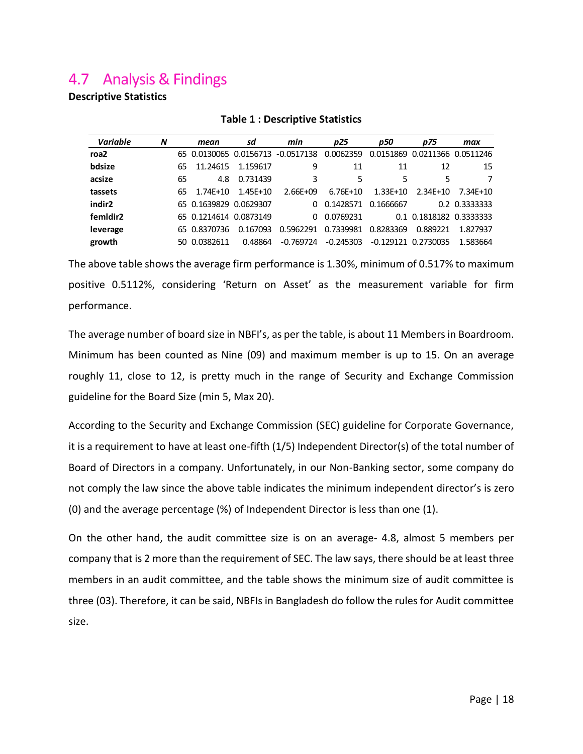## 4.7 Analysis & Findings

**Descriptive Statistics**

**Table 1 : Descriptive Statistics**

| *Variable* | *N* | *mean* | *sd* | *min* | *p25* | *p50* | *p75* | *max* |
|---|---|---|---|---|---|---|---|---|
| **roa2** | 65 | 0.0130065 | 0.0156713 | -0.0517138 | 0.0062359 | 0.0151869 | 0.0211366 | 0.0511246 |
| **bdsize** | 65 | 11.24615 | 1.159617 | 9 | 11 | 11 | 12 | 15 |
| **acsize** | 65 | 4.8 | 0.731439 | 3 | 5 | 5 | 5 | 7 |
| **tassets** | 65 | 1.74E+10 | 1.45E+10 | 2.66E+09 | 6.76E+10 | 1.33E+10 | 2.34E+10 | 7.34E+10 |
| **indir2** | 65 | 0.1639829 | 0.0629307 | 0 | 0.1428571 | 0.1666667 | 0.2 | 0.3333333 |
| **femldir2** | 65 | 0.1214614 | 0.0873149 | 0 | 0.0769231 | 0.1 | 0.1818182 | 0.3333333 |
| **leverage** | 65 | 0.8370736 | 0.167093 | 0.5962291 | 0.7339981 | 0.8283369 | 0.889221 | 1.827937 |
| **growth** | 50 | 0.0382611 | 0.48864 | -0.769724 | -0.245303 | -0.129121 | 0.2730035 | 1.583664 |

The above table shows the average firm performance is 1.30%, minimum of 0.517% to maximum positive 0.5112%, considering 'Return on Asset' as the measurement variable for firm performance.

The average number of board size in NBFI's, as per the table, is about 11 Members in Boardroom. Minimum has been counted as Nine (09) and maximum member is up to 15. On an average roughly 11, close to 12, is pretty much in the range of Security and Exchange Commission guideline for the Board Size (min 5, Max 20).

According to the Security and Exchange Commission (SEC) guideline for Corporate Governance, it is a requirement to have at least one-fifth (1/5) Independent Director(s) of the total number of Board of Directors in a company. Unfortunately, in our Non-Banking sector, some company do not comply the law since the above table indicates the minimum independent director's is zero (0) and the average percentage (%) of Independent Director is less than one (1).

On the other hand, the audit committee size is on an average- 4.8, almost 5 members per company that is 2 more than the requirement of SEC. The law says, there should be at least three members in an audit committee, and the table shows the minimum size of audit committee is three (03). Therefore, it can be said, NBFIs in Bangladesh do follow the rules for Audit committee size.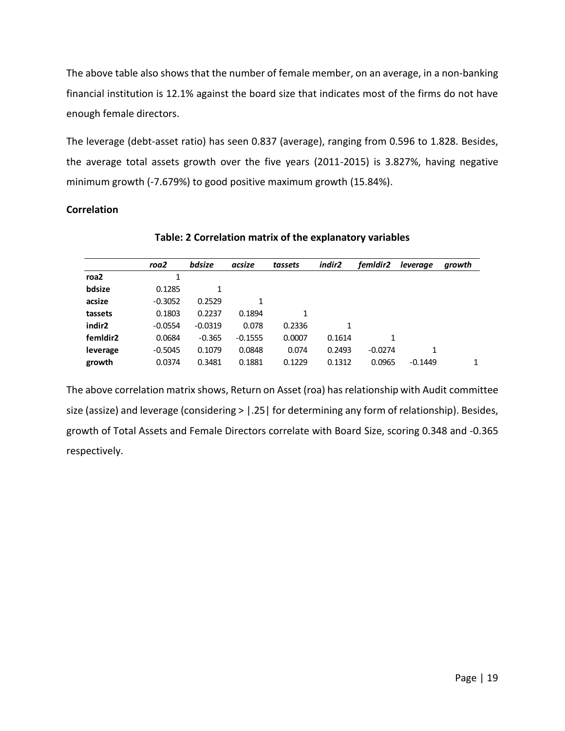The above table also shows that the number of female member, on an average, in a non-banking financial institution is 12.1% against the board size that indicates most of the firms do not have enough female directors.

The leverage (debt-asset ratio) has seen 0.837 (average), ranging from 0.596 to 1.828. Besides, the average total assets growth over the five years (2011-2015) is 3.827%, having negative minimum growth (-7.679%) to good positive maximum growth (15.84%).

**Correlation**

**Table: 2 Correlation matrix of the explanatory variables**

| | *roa2* | *bdsize* | *acsize* | *tassets* | *indir2* | *femldir2* | *leverage* | *growth* |
|---|---|---|---|---|---|---|---|---|
| **roa2** | 1 | | | | | | | |
| **bdsize** | 0.1285 | 1 | | | | | | |
| **acsize** | -0.3052 | 0.2529 | 1 | | | | | |
| **tassets** | 0.1803 | 0.2237 | 0.1894 | 1 | | | | |
| **indir2** | -0.0554 | -0.0319 | 0.078 | 0.2336 | 1 | | | |
| **femldir2** | 0.0684 | -0.365 | -0.1555 | 0.0007 | 0.1614 | 1 | | |
| **leverage** | -0.5045 | 0.1079 | 0.0848 | 0.074 | 0.2493 | -0.0274 | 1 | |
| **growth** | 0.0374 | 0.3481 | 0.1881 | 0.1229 | 0.1312 | 0.0965 | -0.1449 | 1 |

The above correlation matrix shows, Return on Asset (roa) has relationship with Audit committee size (assize) and leverage (considering > |.25| for determining any form of relationship). Besides, growth of Total Assets and Female Directors correlate with Board Size, scoring 0.348 and -0.365 respectively.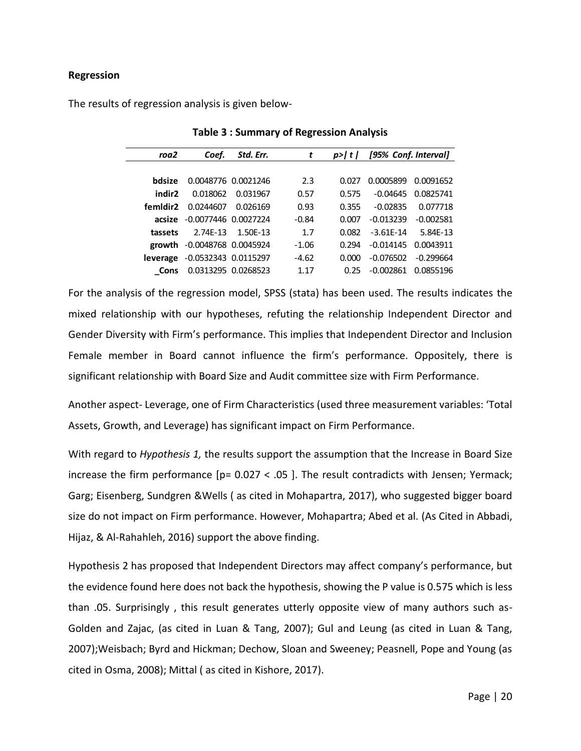**Regression**

The results of regression analysis is given below-

**Table 3 : Summary of Regression Analysis**

| *roa2* | *Coef.* | *Std. Err.* | *t* | *p>\|t\|* | *[95% Conf. Interval]* | |
|---|---|---|---|---|---|---|
| **bdsize** | 0.0048776 | 0.0021246 | 2.3 | 0.027 | 0.0005899 | 0.0091652 |
| **indir2** | 0.018062 | 0.031967 | 0.57 | 0.575 | -0.04645 | 0.0825741 |
| **femldir2** | 0.0244607 | 0.026169 | 0.93 | 0.355 | -0.02835 | 0.077718 |
| **acsize** | -0.0077446 | 0.0027224 | -0.84 | 0.007 | -0.013239 | -0.002581 |
| **tassets** | 2.74E-13 | 1.50E-13 | 1.7 | 0.082 | -3.61E-14 | 5.84E-13 |
| **growth** | -0.0048768 | 0.0045924 | -1.06 | 0.294 | -0.014145 | 0.0043911 |
| **leverage** | -0.0532343 | 0.0115297 | -4.62 | 0.000 | -0.076502 | -0.299664 |
| **_Cons** | 0.0313295 | 0.0268523 | 1.17 | 0.25 | -0.002861 | 0.0855196 |

For the analysis of the regression model, SPSS (stata) has been used. The results indicates the mixed relationship with our hypotheses, refuting the relationship Independent Director and Gender Diversity with Firm's performance. This implies that Independent Director and Inclusion Female member in Board cannot influence the firm's performance. Oppositely, there is significant relationship with Board Size and Audit committee size with Firm Performance.

Another aspect- Leverage, one of Firm Characteristics (used three measurement variables: 'Total Assets, Growth, and Leverage) has significant impact on Firm Performance.

With regard to *Hypothesis 1,* the results support the assumption that the Increase in Board Size increase the firm performance [p= 0.027 < .05 ]. The result contradicts with Jensen; Yermack; Garg; Eisenberg, Sundgren &Wells ( as cited in Mohapartra, 2017), who suggested bigger board size do not impact on Firm performance. However, Mohapartra; Abed et al. (As Cited in Abbadi, Hijaz, & Al-Rahahleh, 2016) support the above finding.

Hypothesis 2 has proposed that Independent Directors may affect company's performance, but the evidence found here does not back the hypothesis, showing the P value is 0.575 which is less than .05. Surprisingly , this result generates utterly opposite view of many authors such as- Golden and Zajac, (as cited in Luan & Tang, 2007); Gul and Leung (as cited in Luan & Tang, 2007);Weisbach; Byrd and Hickman; Dechow, Sloan and Sweeney; Peasnell, Pope and Young (as cited in Osma, 2008); Mittal ( as cited in Kishore, 2017).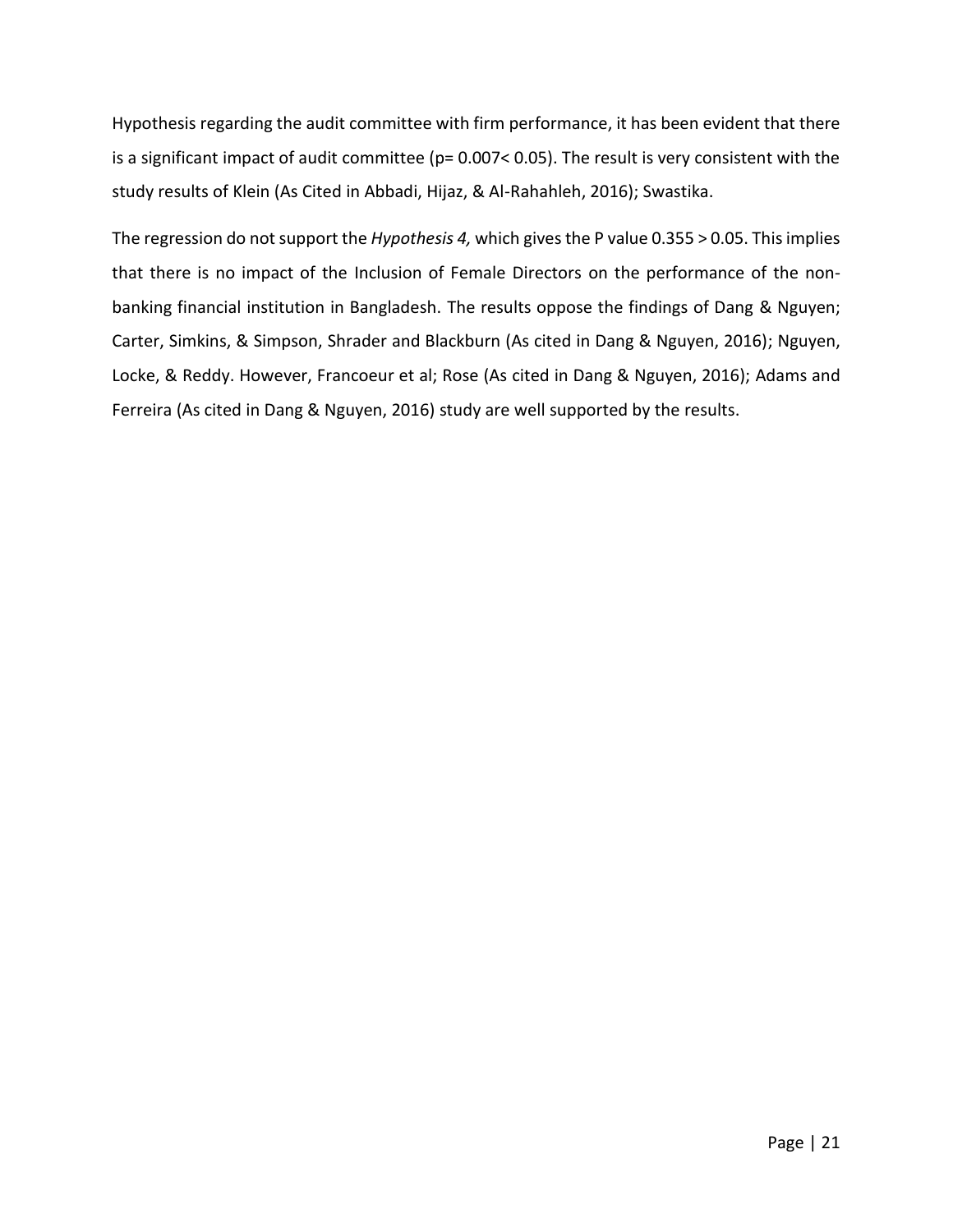Hypothesis regarding the audit committee with firm performance, it has been evident that there is a significant impact of audit committee ($p = 0.007 < 0.05$). The result is very consistent with the study results of Klein (As Cited in Abbadi, Hijaz, & Al-Rahahleh, 2016); Swastika.

The regression do not support the *Hypothesis 4,* which gives the P value $0.355 > 0.05$. This implies that there is no impact of the Inclusion of Female Directors on the performance of the non-banking financial institution in Bangladesh. The results oppose the findings of Dang & Nguyen; Carter, Simkins, & Simpson, Shrader and Blackburn (As cited in Dang & Nguyen, 2016); Nguyen, Locke, & Reddy. However, Francoeur et al; Rose (As cited in Dang & Nguyen, 2016); Adams and Ferreira (As cited in Dang & Nguyen, 2016) study are well supported by the results.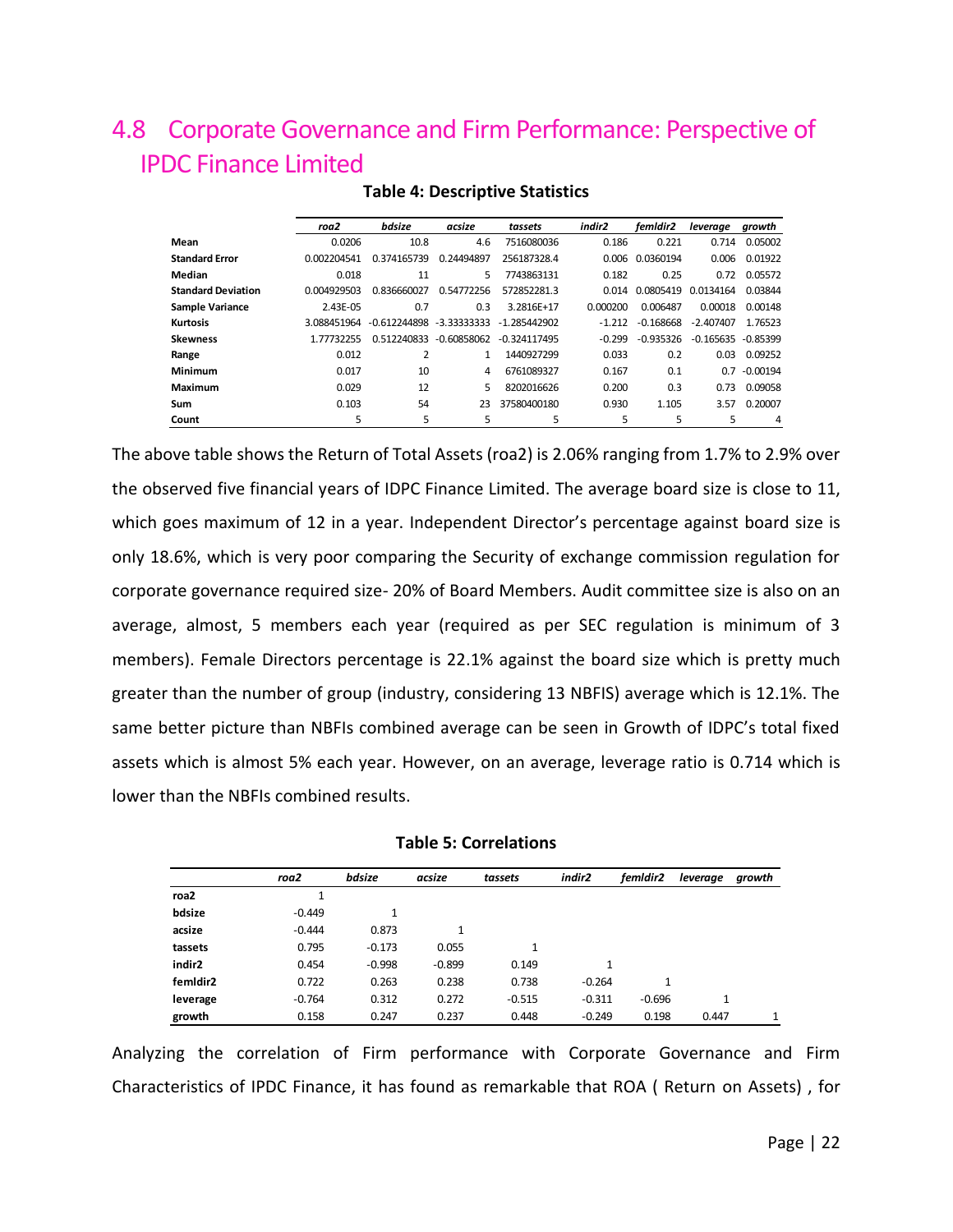## 4.8 Corporate Governance and Firm Performance: Perspective of IPDC Finance Limited

**Table 4: Descriptive Statistics**

| | *roa2* | *bdsize* | *acsize* | *tassets* | *indir2* | *femldir2* | *leverage* | *growth* |
|---|---|---|---|---|---|---|---|---|
| **Mean** | 0.0206 | 10.8 | 4.6 | 7516080036 | 0.186 | 0.221 | 0.714 | 0.05002 |
| **Standard Error** | 0.002204541 | 0.374165739 | 0.24494897 | 256187328.4 | 0.006 | 0.0360194 | 0.006 | 0.01922 |
| **Median** | 0.018 | 11 | 5 | 7743863131 | 0.182 | 0.25 | 0.72 | 0.05572 |
| **Standard Deviation** | 0.004929503 | 0.836660027 | 0.54772256 | 572852281.3 | 0.014 | 0.0805419 | 0.0134164 | 0.03844 |
| **Sample Variance** | 2.43E-05 | 0.7 | 0.3 | 3.2816E+17 | 0.000200 | 0.006487 | 0.00018 | 0.00148 |
| **Kurtosis** | 3.088451964 | -0.612244898 | -3.33333333 | -1.285442902 | -1.212 | -0.168668 | -2.407407 | 1.76523 |
| **Skewness** | 1.77732255 | 0.512240833 | -0.60858062 | -0.324117495 | -0.299 | -0.935326 | -0.165635 | -0.85399 |
| **Range** | 0.012 | 2 | 1 | 1440927299 | 0.033 | 0.2 | 0.03 | 0.09252 |
| **Minimum** | 0.017 | 10 | 4 | 6761089327 | 0.167 | 0.1 | 0.7 | -0.00194 |
| **Maximum** | 0.029 | 12 | 5 | 8202016626 | 0.200 | 0.3 | 0.73 | 0.09058 |
| **Sum** | 0.103 | 54 | 23 | 37580400180 | 0.930 | 1.105 | 3.57 | 0.20007 |
| **Count** | 5 | 5 | 5 | 5 | 5 | 5 | 5 | 4 |

The above table shows the Return of Total Assets (roa2) is 2.06% ranging from 1.7% to 2.9% over the observed five financial years of IDPC Finance Limited. The average board size is close to 11, which goes maximum of 12 in a year. Independent Director's percentage against board size is only 18.6%, which is very poor comparing the Security of exchange commission regulation for corporate governance required size- 20% of Board Members. Audit committee size is also on an average, almost, 5 members each year (required as per SEC regulation is minimum of 3 members). Female Directors percentage is 22.1% against the board size which is pretty much greater than the number of group (industry, considering 13 NBFIS) average which is 12.1%. The same better picture than NBFIs combined average can be seen in Growth of IDPC's total fixed assets which is almost 5% each year. However, on an average, leverage ratio is 0.714 which is lower than the NBFIs combined results.

**Table 5: Correlations**

| | *roa2* | *bdsize* | *acsize* | *tassets* | *indir2* | *femldir2* | *leverage* | *growth* |
|---|---|---|---|---|---|---|---|---|
| **roa2** | 1 | | | | | | | |
| **bdsize** | -0.449 | 1 | | | | | | |
| **acsize** | -0.444 | 0.873 | 1 | | | | | |
| **tassets** | 0.795 | -0.173 | 0.055 | 1 | | | | |
| **indir2** | 0.454 | -0.998 | -0.899 | 0.149 | 1 | | | |
| **femldir2** | 0.722 | 0.263 | 0.238 | 0.738 | -0.264 | 1 | | |
| **leverage** | -0.764 | 0.312 | 0.272 | -0.515 | -0.311 | -0.696 | 1 | |
| **growth** | 0.158 | 0.247 | 0.237 | 0.448 | -0.249 | 0.198 | 0.447 | 1 |

Analyzing the correlation of Firm performance with Corporate Governance and Firm Characteristics of IPDC Finance, it has found as remarkable that ROA ( Return on Assets) , for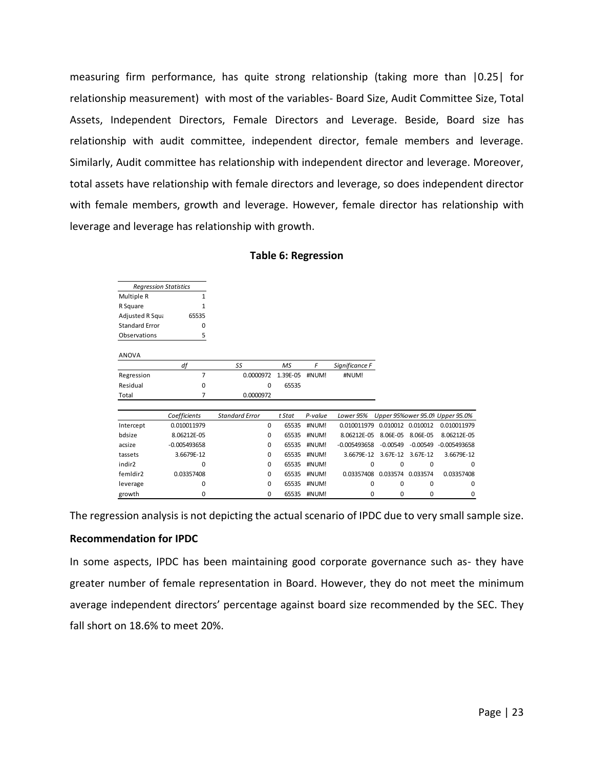measuring firm performance, has quite strong relationship (taking more than |0.25| for relationship measurement) with most of the variables- Board Size, Audit Committee Size, Total Assets, Independent Directors, Female Directors and Leverage. Beside, Board size has relationship with audit committee, independent director, female members and leverage. Similarly, Audit committee has relationship with independent director and leverage. Moreover, total assets have relationship with female directors and leverage, so does independent director with female members, growth and leverage. However, female director has relationship with leverage and leverage has relationship with growth.

**Table 6: Regression**

| *Regression Statistics* | |
|---|---|
| Multiple R | 1 |
| R Square | 1 |
| Adjusted R Squa | 65535 |
| Standard Error | 0 |
| Observations | 5 |

ANOVA

| | *df* | *SS* | *MS* | *F* | *Significance F* |
|---|---|---|---|---|---|
| Regression | 7 | 0.0000972 | 1.39E-05 | #NUM! | #NUM! |
| Residual | 0 | 0 | 65535 | | |
| Total | 7 | 0.0000972 | | | |

| | *Coefficients* | *Standard Error* | *t Stat* | *P-value* | *Lower 95%* | *Upper 95%* | *Lower 95.0%* | *Upper 95.0%* |
|---|---|---|---|---|---|---|---|---|
| Intercept | 0.010011979 | 0 | 65535 | #NUM! | 0.010011979 | 0.010012 | 0.010012 | 0.010011979 |
| bdsize | 8.06212E-05 | 0 | 65535 | #NUM! | 8.06212E-05 | 8.06E-05 | 8.06E-05 | 8.06212E-05 |
| acsize | -0.005493658 | 0 | 65535 | #NUM! | -0.005493658 | -0.00549 | -0.00549 | -0.005493658 |
| tassets | 3.6679E-12 | 0 | 65535 | #NUM! | 3.6679E-12 | 3.67E-12 | 3.67E-12 | 3.6679E-12 |
| indir2 | 0 | 0 | 65535 | #NUM! | 0 | 0 | 0 | 0 |
| femldir2 | 0.03357408 | 0 | 65535 | #NUM! | 0.03357408 | 0.033574 | 0.033574 | 0.03357408 |
| leverage | 0 | 0 | 65535 | #NUM! | 0 | 0 | 0 | 0 |
| growth | 0 | 0 | 65535 | #NUM! | 0 | 0 | 0 | 0 |

The regression analysis is not depicting the actual scenario of IPDC due to very small sample size.

**Recommendation for IPDC**

In some aspects, IPDC has been maintaining good corporate governance such as- they have greater number of female representation in Board. However, they do not meet the minimum average independent directors' percentage against board size recommended by the SEC. They fall short on 18.6% to meet 20%.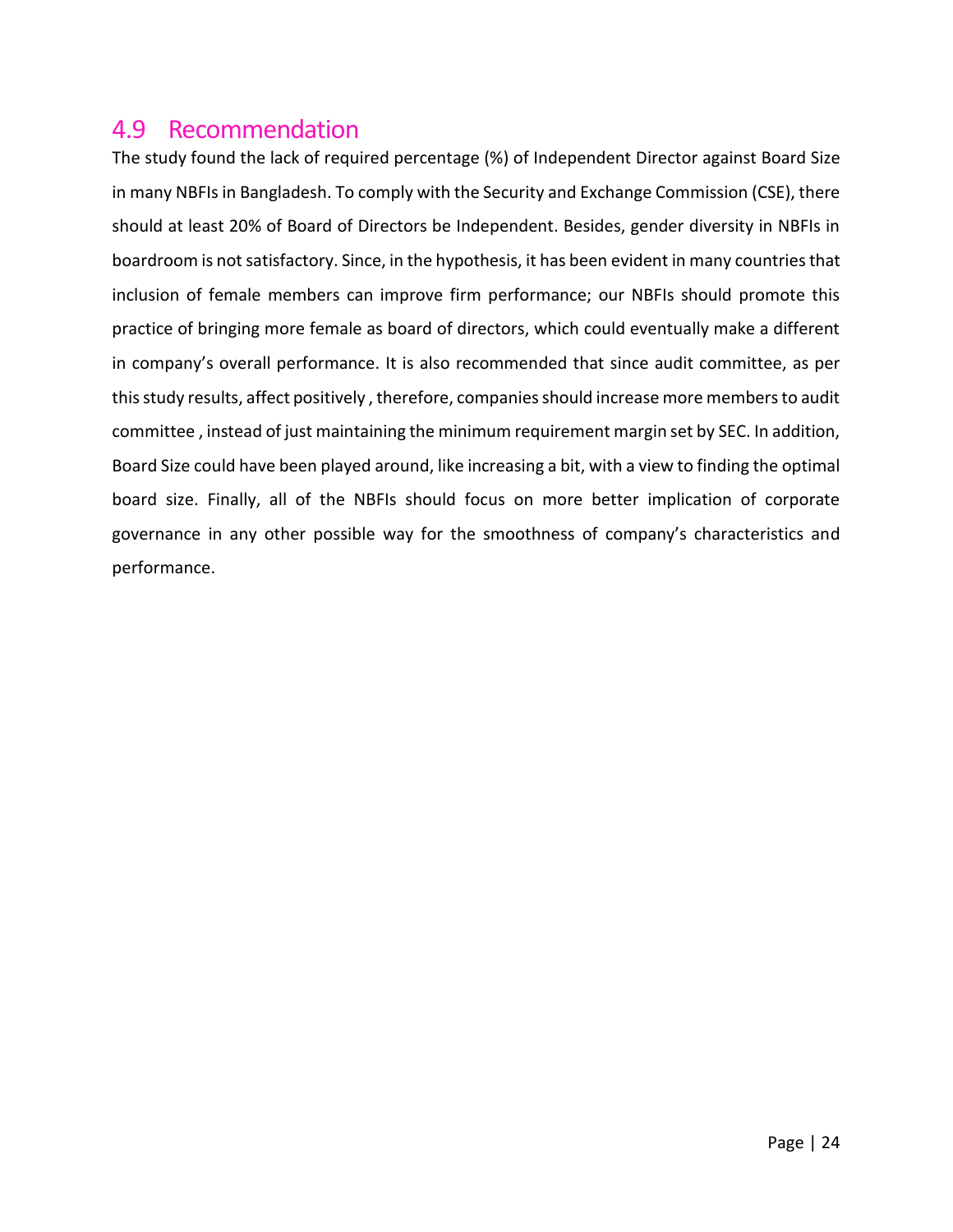## 4.9 Recommendation

The study found the lack of required percentage (%) of Independent Director against Board Size in many NBFIs in Bangladesh. To comply with the Security and Exchange Commission (CSE), there should at least 20% of Board of Directors be Independent. Besides, gender diversity in NBFIs in boardroom is not satisfactory. Since, in the hypothesis, it has been evident in many countries that inclusion of female members can improve firm performance; our NBFIs should promote this practice of bringing more female as board of directors, which could eventually make a different in company's overall performance. It is also recommended that since audit committee, as per this study results, affect positively , therefore, companies should increase more members to audit committee , instead of just maintaining the minimum requirement margin set by SEC. In addition, Board Size could have been played around, like increasing a bit, with a view to finding the optimal board size. Finally, all of the NBFIs should focus on more better implication of corporate governance in any other possible way for the smoothness of company's characteristics and performance.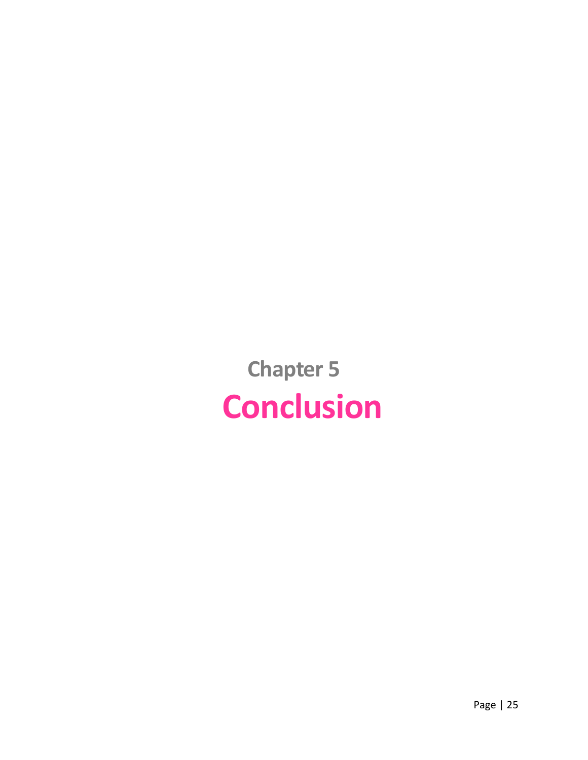# Chapter 5

# Conclusion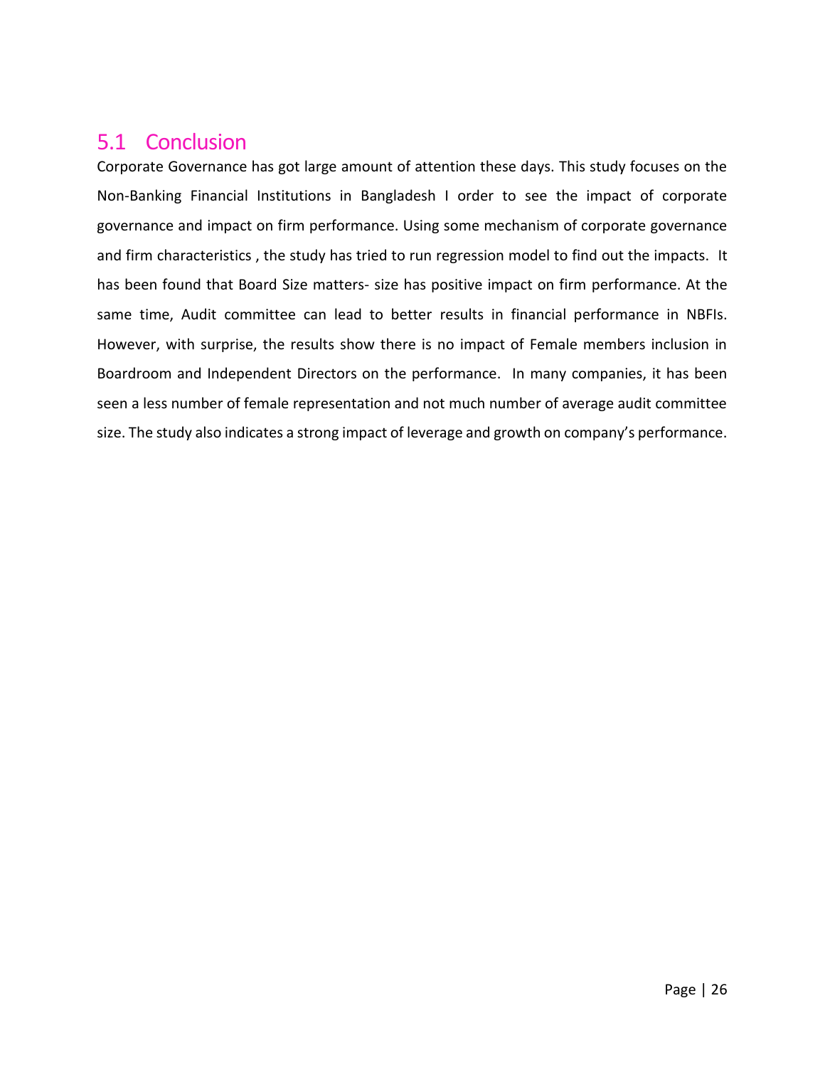## 5.1 Conclusion

Corporate Governance has got large amount of attention these days. This study focuses on the Non-Banking Financial Institutions in Bangladesh I order to see the impact of corporate governance and impact on firm performance. Using some mechanism of corporate governance and firm characteristics , the study has tried to run regression model to find out the impacts. It has been found that Board Size matters- size has positive impact on firm performance. At the same time, Audit committee can lead to better results in financial performance in NBFIs. However, with surprise, the results show there is no impact of Female members inclusion in Boardroom and Independent Directors on the performance. In many companies, it has been seen a less number of female representation and not much number of average audit committee size. The study also indicates a strong impact of leverage and growth on company's performance.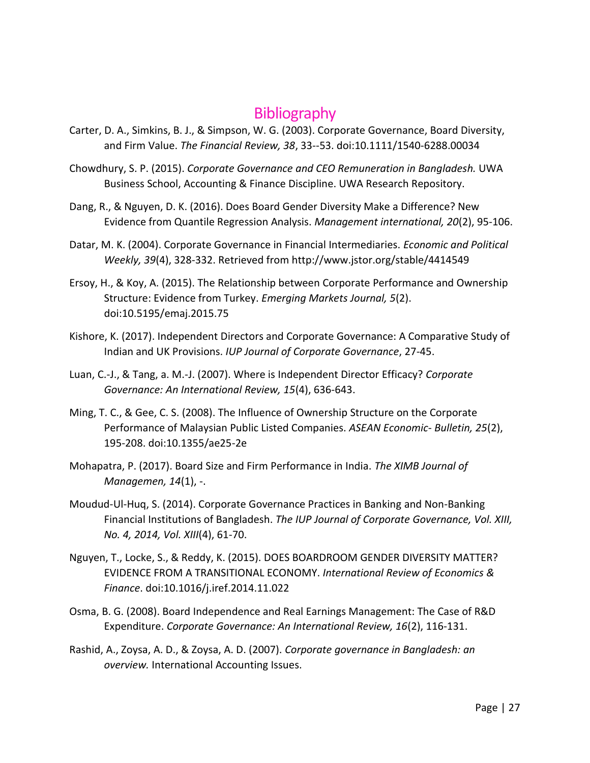# Bibliography

Carter, D. A., Simkins, B. J., & Simpson, W. G. (2003). Corporate Governance, Board Diversity, and Firm Value. *The Financial Review, 38*, 33--53. doi:10.1111/1540-6288.00034

Chowdhury, S. P. (2015). *Corporate Governance and CEO Remuneration in Bangladesh.* UWA Business School, Accounting & Finance Discipline. UWA Research Repository.

Dang, R., & Nguyen, D. K. (2016). Does Board Gender Diversity Make a Difference? New Evidence from Quantile Regression Analysis. *Management international, 20*(2), 95-106.

Datar, M. K. (2004). Corporate Governance in Financial Intermediaries. *Economic and Political Weekly, 39*(4), 328-332. Retrieved from http://www.jstor.org/stable/4414549

Ersoy, H., & Koy, A. (2015). The Relationship between Corporate Performance and Ownership Structure: Evidence from Turkey. *Emerging Markets Journal, 5*(2). doi:10.5195/emaj.2015.75

Kishore, K. (2017). Independent Directors and Corporate Governance: A Comparative Study of Indian and UK Provisions. *IUP Journal of Corporate Governance*, 27-45.

Luan, C.-J., & Tang, a. M.-J. (2007). Where is Independent Director Efficacy? *Corporate Governance: An International Review, 15*(4), 636-643.

Ming, T. C., & Gee, C. S. (2008). The Influence of Ownership Structure on the Corporate Performance of Malaysian Public Listed Companies. *ASEAN Economic- Bulletin, 25*(2), 195-208. doi:10.1355/ae25-2e

Mohapatra, P. (2017). Board Size and Firm Performance in India. *The XIMB Journal of Managemen, 14*(1), -.

Moudud-Ul-Huq, S. (2014). Corporate Governance Practices in Banking and Non-Banking Financial Institutions of Bangladesh. *The IUP Journal of Corporate Governance, Vol. XIII, No. 4, 2014, Vol. XIII*(4), 61-70.

Nguyen, T., Locke, S., & Reddy, K. (2015). DOES BOARDROOM GENDER DIVERSITY MATTER? EVIDENCE FROM A TRANSITIONAL ECONOMY. *International Review of Economics & Finance*. doi:10.1016/j.iref.2014.11.022

Osma, B. G. (2008). Board Independence and Real Earnings Management: The Case of R&D Expenditure. *Corporate Governance: An International Review, 16*(2), 116-131.

Rashid, A., Zoysa, A. D., & Zoysa, A. D. (2007). *Corporate governance in Bangladesh: an overview.* International Accounting Issues.